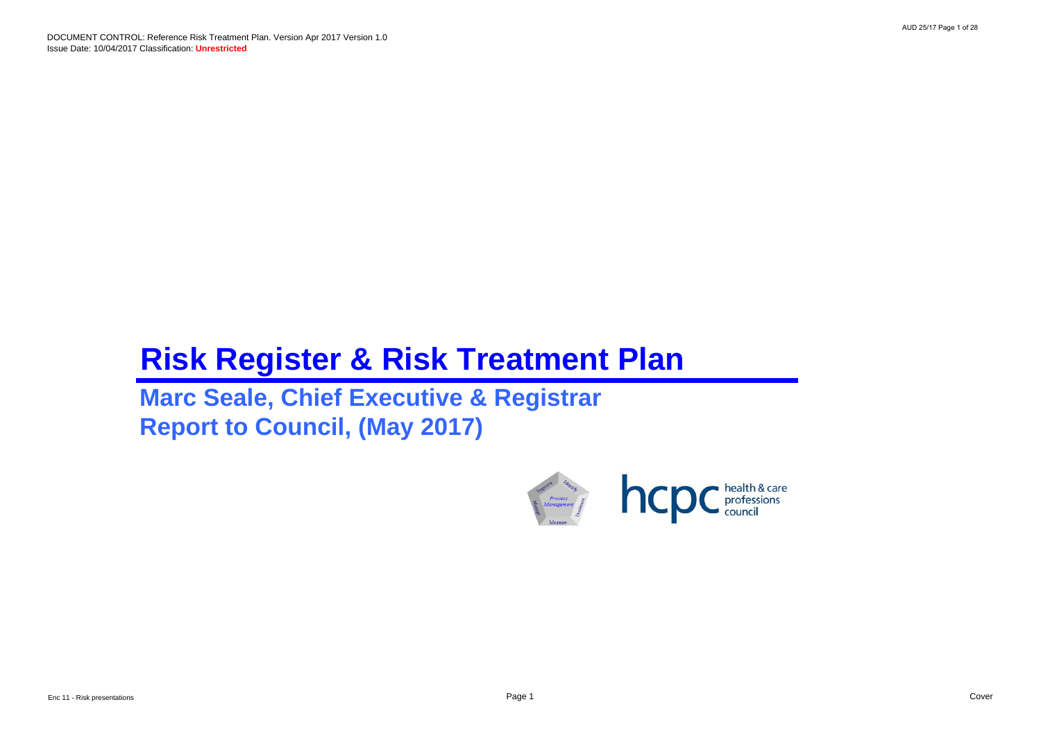DOCUMENT CONTROL: Reference Risk Treatment Plan. Version Apr 2017 Version 1.0
Issue Date: 10/04/2017 Classification: **Unrestricted**

# Risk Register & Risk Treatment Plan

## Marc Seale, Chief Executive & Registrar
## Report to Council, (May 2017)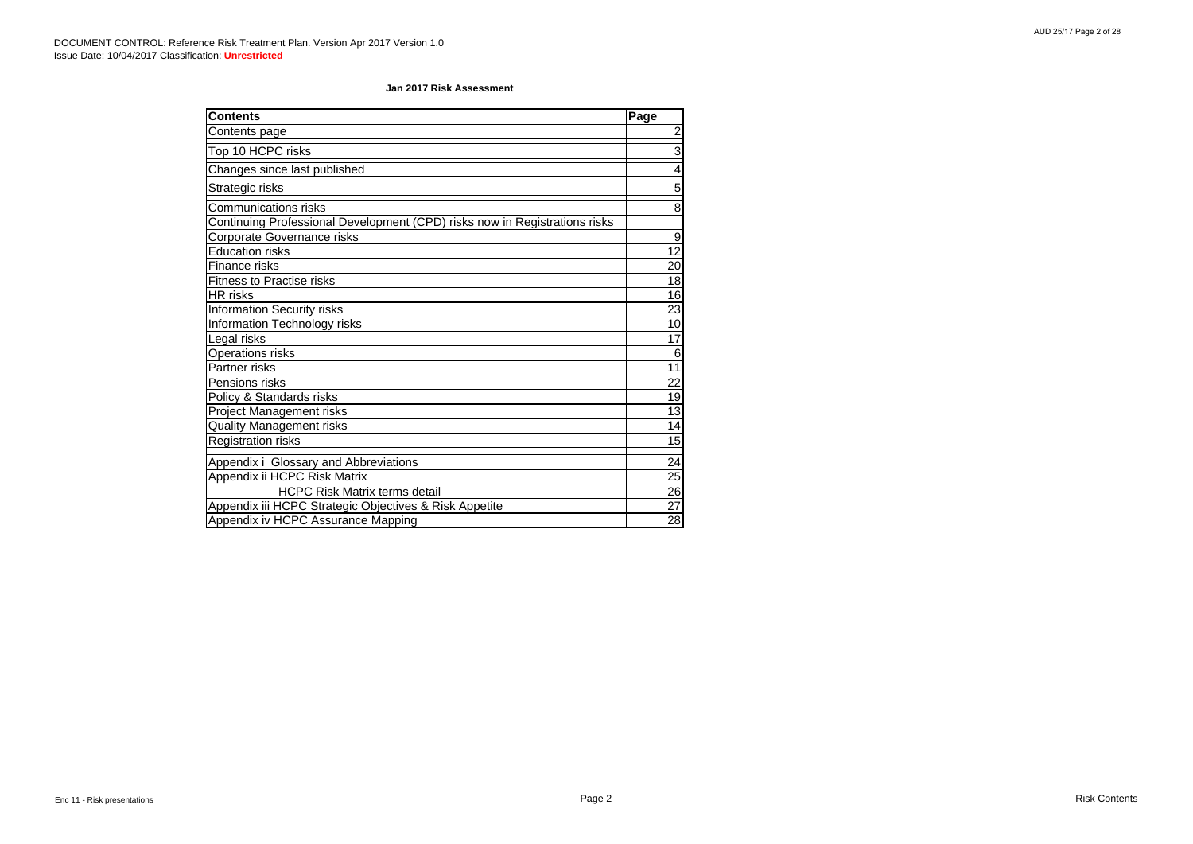DOCUMENT CONTROL: Reference Risk Treatment Plan. Version Apr 2017 Version 1.0
Issue Date: 10/04/2017 Classification: **Unrestricted**

**Jan 2017 Risk Assessment**

| Contents | Page |
|---|---|
| Contents page | 2 |
| Top 10 HCPC risks | 3 |
| Changes since last published | 4 |
| Strategic risks | 5 |
| Communications risks | 8 |
| Continuing Professional Development (CPD) risks now in Registrations risks | |
| Corporate Governance risks | 9 |
| Education risks | 12 |
| Finance risks | 20 |
| Fitness to Practise risks | 18 |
| HR risks | 16 |
| Information Security risks | 23 |
| Information Technology risks | 10 |
| Legal risks | 17 |
| Operations risks | 6 |
| Partner risks | 11 |
| Pensions risks | 22 |
| Policy & Standards risks | 19 |
| Project Management risks | 13 |
| Quality Management risks | 14 |
| Registration risks | 15 |
| Appendix i Glossary and Abbreviations | 24 |
| Appendix ii HCPC Risk Matrix | 25 |
| HCPC Risk Matrix terms detail | 26 |
| Appendix iii HCPC Strategic Objectives & Risk Appetite | 27 |
| Appendix iv HCPC Assurance Mapping | 28 |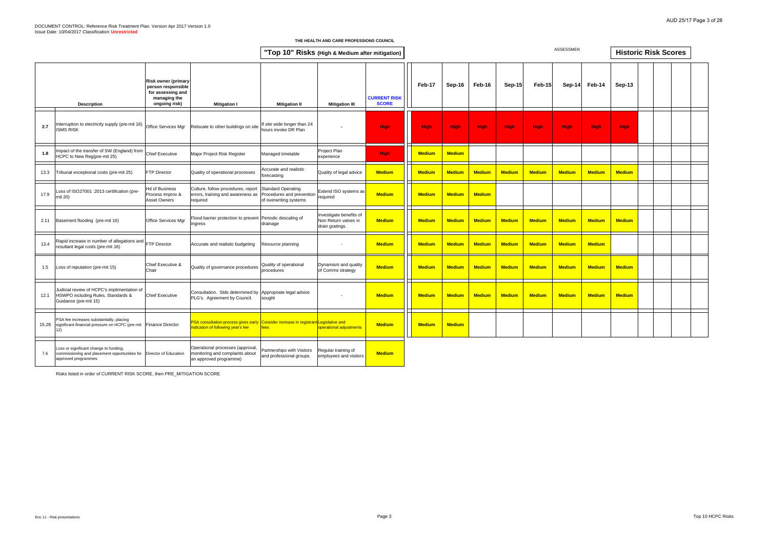DOCUMENT CONTROL: Reference Risk Treatment Plan. Version Apr 2017 Version 1.0
Issue Date: 10/04/2017 Classification: **Unrestricted**

**THE HEALTH AND CARE PROFESSIONS COUNCIL**

## "Top 10" Risks (High & Medium after mitigation)

ASSESSMEN

## Historic Risk Scores

| | Description | Risk owner (primary person responsible for assessing and managing the ongoing risk) | Mitigation I | Mitigation II | Mitigation III | CURRENT RISK SCORE | Feb-17 | Sep-16 | Feb-16 | Sep-15 | Feb-15 | Sep-14 | Feb-14 | Sep-13 |
|---|---|---|---|---|---|---|---|---|---|---|---|---|---|---|
| **2.7** | Interruption to electricity supply (pre-mit 16) ISMS RISK | Office Services Mgr | Relocate to other buildings on site | If site wide longer than 24 hours invoke DR Plan | - | High | High | High | High | High | High | High | High | High |
| **1.8** | Impact of the transfer of SW (England) from HCPC to New Reg(pre-mit 25) | Chief Executive | Major Project Risk Register | Managed timetable | Project Plan experience | High | Medium | Medium | | | | | | |
| 13.3 | Tribunal exceptional costs (pre-mit 25) | FTP Director | Quality of operational processes | Accurate and realistic forecasting | Quality of legal advice | Medium | Medium | Medium | Medium | Medium | Medium | Medium | Medium | Medium |
| 17.9 | Loss of ISO27001 :2013 certification (pre-mit 20) | Hd of Business Process Improv & Asset Owners | Culture, follow procedures, report errors, training and awareness as required | Standard Operating Procedures and prevention of overwriting systems | Extend ISO systems as required | Medium | Medium | Medium | Medium | | | | | |
| 2.11 | Basement flooding (pre-mit 16) | Office Services Mgr | Flood barrier protection to prevent ingress | Periodic descaling of drainage | Investigate benefits of Non Return valves in drain gratings. | Medium | Medium | Medium | Medium | Medium | Medium | Medium | Medium | Medium |
| 13.4 | Rapid increase in number of allegations and resultant legal costs (pre-mit 16) | FTP Director | Accurate and realistic budgeting | Resource planning | - | Medium | Medium | Medium | Medium | Medium | Medium | Medium | Medium | |
| 1.5 | Loss of reputation (pre-mit 15) | Chief Executive & Chair | Quality of governance procedures | Quality of operational procedures | Dynamism and quality of Comms strategy | Medium | Medium | Medium | Medium | Medium | Medium | Medium | Medium | Medium |
| 12.1 | Judicial review of HCPC's implimentation of HSWPO including Rules, Standards & Guidance (pre-mit 15) | Chief Executive | Consultation. Stds determined by PLG's. Agreement by Council. | Appropriate legal advice sought | - | Medium | Medium | Medium | Medium | Medium | Medium | Medium | Medium | Medium |
| 15.28 | PSA fee increases substantially, placing significant financial pressure on HCPC (pre-mit 12) | Finance Director | PSA consultation process gives early indication of following year's fee | Consider increase in registrant fees | Legislative and operational adjustments | Medium | Medium | Medium | | | | | | |
| 7.6 | Loss or significant change to funding, commissioning and placement opportunities for approved programmes | Director of Education | Operational processes (approval, monitoring and complaints about an approved programme) | Partnerships with Visitors and professional groups. | Regular training of employees and visitors | Medium | | | | | | | | |

Risks listed in order of CURRENT RISK SCORE, then PRE_MITIGATION SCORE

Enc 11 - Risk presentations

Top 10 HCPC Risks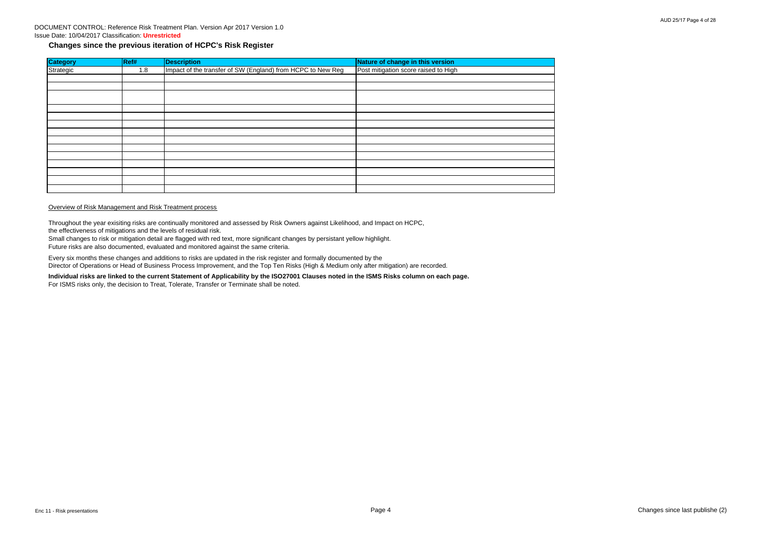DOCUMENT CONTROL: Reference Risk Treatment Plan. Version Apr 2017 Version 1.0
Issue Date: 10/04/2017 Classification: **Unrestricted**

## Changes since the previous iteration of HCPC's Risk Register

| Category | Ref# | Description | Nature of change in this version |
|---|---|---|---|
| Strategic | 1.8 | Impact of the transfer of SW (England) from HCPC to New Reg | Post mitigation score raised to High |
| | | | |
| | | | |
| | | | |
| | | | |
| | | | |
| | | | |
| | | | |
| | | | |
| | | | |
| | | | |
| | | | |
| | | | |
| | | | |
| | | | |

Overview of Risk Management and Risk Treatment process

Throughout the year exisiting risks are continually monitored and assessed by Risk Owners against Likelihood, and Impact on HCPC, the effectiveness of mitigations and the levels of residual risk.
Small changes to risk or mitigation detail are flagged with red text, more significant changes by persistant yellow highlight.
Future risks are also documented, evaluated and monitored against the same criteria.

Every six months these changes and additions to risks are updated in the risk register and formally documented by the Director of Operations or Head of Business Process Improvement, and the Top Ten Risks (High & Medium only after mitigation) are recorded.

**Individual risks are linked to the current Statement of Applicability by the ISO27001 Clauses noted in the ISMS Risks column on each page.**
For ISMS risks only, the decision to Treat, Tolerate, Transfer or Terminate shall be noted.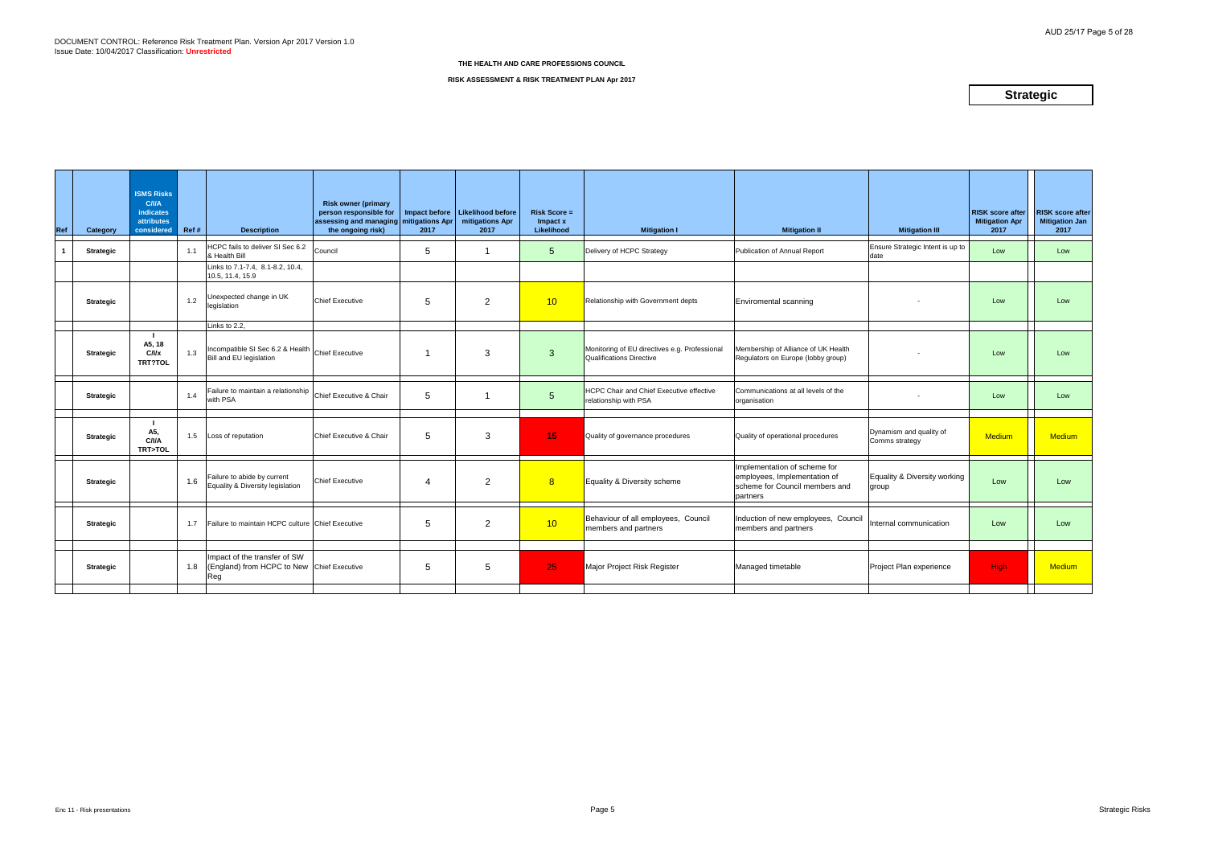DOCUMENT CONTROL: Reference Risk Treatment Plan. Version Apr 2017 Version 1.0
Issue Date: 10/04/2017 Classification: **Unrestricted**

**THE HEALTH AND CARE PROFESSIONS COUNCIL**

**RISK ASSESSMENT & RISK TREATMENT PLAN Apr 2017**

## Strategic

| Ref | Category | ISMS Risks C/I/A indicates attributes considered | Ref # | Description | Risk owner (primary person responsible for assessing and managing the ongoing risk) | Impact before mitigations Apr 2017 | Likelihood before mitigations Apr 2017 | Risk Score = Impact x Likelihood | Mitigation I | Mitigation II | Mitigation III | RISK score after Mitigation Apr 2017 | RISK score after Mitigation Jan 2017 |
|---|---|---|---|---|---|---|---|---|---|---|---|---|---|
| 1 | Strategic | | 1.1 | HCPC fails to deliver SI Sec 6.2 & Health Bill | Council | 5 | 1 | 5 | Delivery of HCPC Strategy | Publication of Annual Report | Ensure Strategic Intent is up to date | Low | Low |
| | | | | Links to 7.1-7.4, 8.1-8.2, 10.4, 10.5, 11.4, 15.9 | | | | | | | | | |
| | Strategic | | 1.2 | Unexpected change in UK legislation | Chief Executive | 5 | 2 | 10 | Relationship with Government depts | Enviromental scanning | - | Low | Low |
| | | | | Links to 2.2, | | | | | | | | | |
| | Strategic | I A5, 18 C/I/x TRT?TOL | 1.3 | Incompatible SI Sec 6.2 & Health Bill and EU legislation | Chief Executive | 1 | 3 | 3 | Monitoring of EU directives e.g. Professional Qualifications Directive | Membership of Alliance of UK Health Regulators on Europe (lobby group) | - | Low | Low |
| | Strategic | | 1.4 | Failure to maintain a relationship with PSA | Chief Executive & Chair | 5 | 1 | 5 | HCPC Chair and Chief Executive effective relationship with PSA | Communications at all levels of the organisation | - | Low | Low |
| | Strategic | I A5, C/I/A TRT>TOL | 1.5 | Loss of reputation | Chief Executive & Chair | 5 | 3 | 15 | Quality of governance procedures | Quality of operational procedures | Dynamism and quality of Comms strategy | Medium | Medium |
| | Strategic | | 1.6 | Failure to abide by current Equality & Diversity legislation | Chief Executive | 4 | 2 | 8 | Equality & Diversity scheme | Implementation of scheme for employees, Implementation of scheme for Council members and partners | Equality & Diversity working group | Low | Low |
| | Strategic | | 1.7 | Failure to maintain HCPC culture | Chief Executive | 5 | 2 | 10 | Behaviour of all employees, Council members and partners | Induction of new employees, Council members and partners | Internal communication | Low | Low |
| | Strategic | | 1.8 | Impact of the transfer of SW (England) from HCPC to New Reg | Chief Executive | 5 | 5 | 25 | Major Project Risk Register | Managed timetable | Project Plan experience | High | Medium |

Enc 11 - Risk presentations

Strategic Risks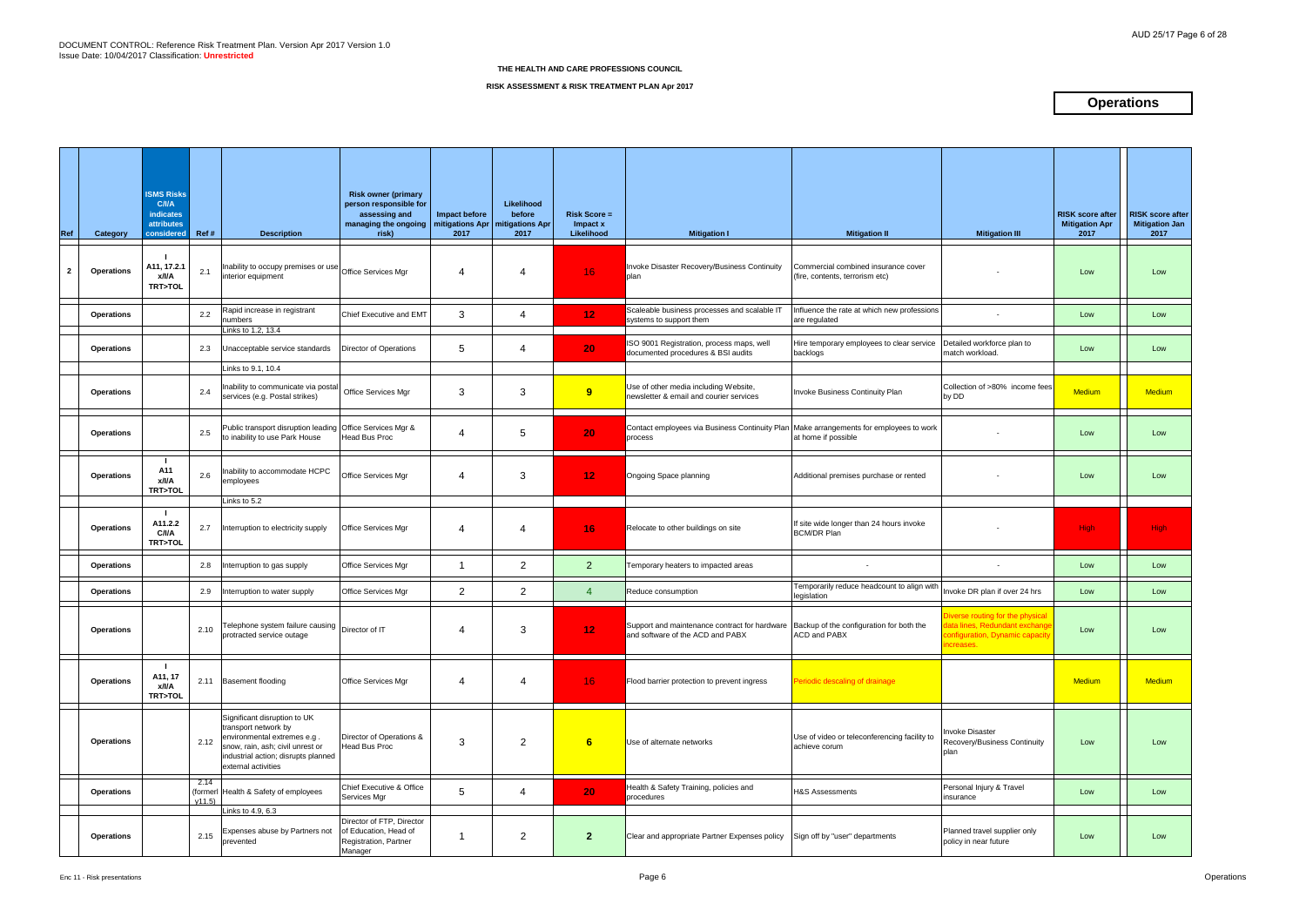DOCUMENT CONTROL: Reference Risk Treatment Plan. Version Apr 2017 Version 1.0
Issue Date: 10/04/2017 Classification: **Unrestricted**

**THE HEALTH AND CARE PROFESSIONS COUNCIL**

**RISK ASSESSMENT & RISK TREATMENT PLAN Apr 2017**

# Operations

| Ref | Category | ISMS Risks C/I/A indicates attributes considered | Ref # | Description | Risk owner (primary person responsible for assessing and managing the ongoing risk) | Impact before mitigations Apr 2017 | Likelihood before mitigations Apr 2017 | Risk Score = Impact x Likelihood | Mitigation I | Mitigation II | Mitigation III | RISK score after Mitigation Apr 2017 | RISK score after Mitigation Jan 2017 |
|---|---|---|---|---|---|---|---|---|---|---|---|---|---|
| 2 | Operations | I A11, 17.2.1 x/I/A TRT>TOL | 2.1 | Inability to occupy premises or use interior equipment | Office Services Mgr | 4 | 4 | 16 | Invoke Disaster Recovery/Business Continuity plan | Commercial combined insurance cover (fire, contents, terrorism etc) | - | Low | Low |
| | Operations | | 2.2 | Rapid increase in registrant numbers<br>Links to 1.2, 13.4 | Chief Executive and EMT | 3 | 4 | 12 | Scaleable business processes and scalable IT systems to support them | Influence the rate at which new professions are regulated | - | Low | Low |
| | Operations | | 2.3 | Unacceptable service standards<br>Links to 9.1, 10.4 | Director of Operations | 5 | 4 | 20 | ISO 9001 Registration, process maps, well documented procedures & BSI audits | Hire temporary employees to clear service backlogs | Detailed workforce plan to match workload. | Low | Low |
| | Operations | | 2.4 | Inability to communicate via postal services (e.g. Postal strikes) | Office Services Mgr | 3 | 3 | 9 | Use of other media including Website, newsletter & email and courier services | Invoke Business Continuity Plan | Collection of >80% income fees by DD | Medium | Medium |
| | Operations | | 2.5 | Public transport disruption leading to inability to use Park House | Office Services Mgr & Head Bus Proc | 4 | 5 | 20 | Contact employees via Business Continuity Plan process | Make arrangements for employees to work at home if possible | - | Low | Low |
| | Operations | I A11 x/I/A TRT>TOL | 2.6 | Inability to accommodate HCPC employees<br>Links to 5.2 | Office Services Mgr | 4 | 3 | 12 | Ongoing Space planning | Additional premises purchase or rented | - | Low | Low |
| | Operations | I A11.2.2 C/I/A TRT>TOL | 2.7 | Interruption to electricity supply | Office Services Mgr | 4 | 4 | 16 | Relocate to other buildings on site | If site wide longer than 24 hours invoke BCM/DR Plan | - | High | High |
| | Operations | | 2.8 | Interruption to gas supply | Office Services Mgr | 1 | 2 | 2 | Temporary heaters to impacted areas | - | - | Low | Low |
| | Operations | | 2.9 | Interruption to water supply | Office Services Mgr | 2 | 2 | 4 | Reduce consumption | Temporarily reduce headcount to align with legislation | Invoke DR plan if over 24 hrs | Low | Low |
| | Operations | | 2.10 | Telephone system failure causing protracted service outage | Director of IT | 4 | 3 | 12 | Support and maintenance contract for hardware and software of the ACD and PABX | Backup of the configuration for both the ACD and PABX | Diverse routing for the physical data lines, Redundant exchange configuration, Dynamic capacity increases. | Low | Low |
| | Operations | I A11, 17 x/I/A TRT>TOL | 2.11 | Basement flooding | Office Services Mgr | 4 | 4 | 16 | Flood barrier protection to prevent ingress | Periodic descaling of drainage | | Medium | Medium |
| | Operations | | 2.12 | Significant disruption to UK transport network by environmental extremes e.g . snow, rain, ash; civil unrest or industrial action; disrupts planned external activities | Director of Operations & Head Bus Proc | 3 | 2 | 6 | Use of alternate networks | Use of video or teleconferencing facility to achieve corum | Invoke Disaster Recovery/Business Continuity plan | Low | Low |
| | Operations | | 2.14 (formerly 11.5) | Health & Safety of employees<br>Links to 4.9, 6.3 | Chief Executive & Office Services Mgr | 5 | 4 | 20 | Health & Safety Training, policies and procedures | H&S Assessments | Personal Injury & Travel insurance | Low | Low |
| | Operations | | 2.15 | Expenses abuse by Partners not prevented | Director of FTP, Director of Education, Head of Registration, Partner Manager | 1 | 2 | 2 | Clear and appropriate Partner Expenses policy | Sign off by "user" departments | Planned travel supplier only policy in near future | Low | Low |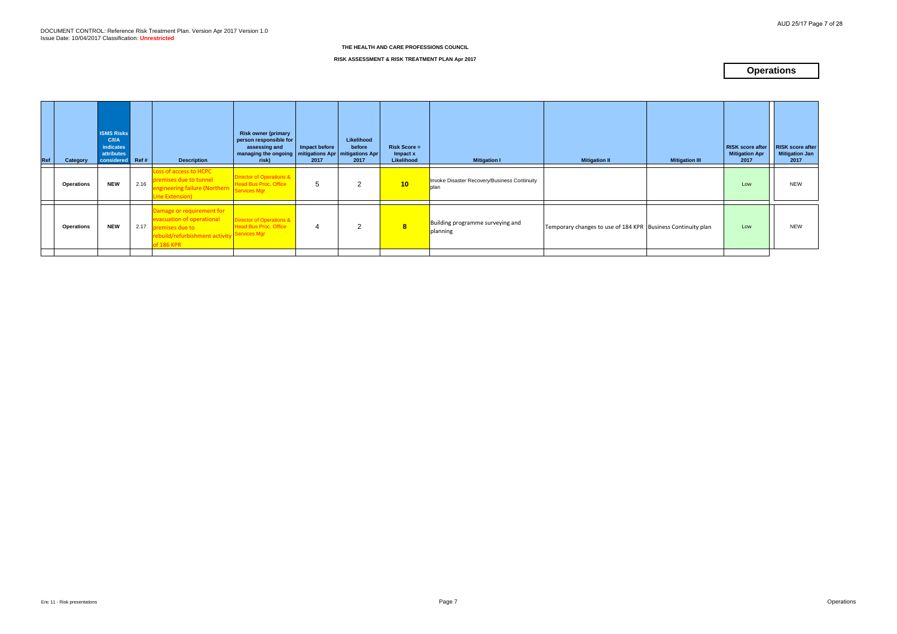DOCUMENT CONTROL: Reference Risk Treatment Plan. Version Apr 2017 Version 1.0
Issue Date: 10/04/2017 Classification: **Unrestricted**

**THE HEALTH AND CARE PROFESSIONS COUNCIL**

**RISK ASSESSMENT & RISK TREATMENT PLAN Apr 2017**

# Operations

| Ref | Category | ISMS Risks C/I/A indicates attributes considered | Ref # | Description | Risk owner (primary person responsible for assessing and managing the ongoing risk) | Impact before mitigations Apr 2017 | Likelihood before mitigations Apr 2017 | Risk Score = Impact x Likelihood | Mitigation I | Mitigation II | Mitigation III | RISK score after Mitigation Apr 2017 | RISK score after Mitigation Jan 2017 |
|---|---|---|---|---|---|---|---|---|---|---|---|---|---|
| | **Operations** | **NEW** | 2.16 | Loss of access to HCPC premises due to tunnel engineering failure (Northern Line Extension) | Director of Operations & Head Bus Proc, Office Services Mgr | 5 | 2 | **10** | Invoke Disaster Recovery/Business Continuity plan | | | Low | NEW |
| | **Operations** | **NEW** | 2.17 | Damage or requirement for evacuation of operational premises due to rebuild/refurbishment activity of 186 KPR | Director of Operations & Head Bus Proc, Office Services Mgr | 4 | 2 | **8** | Building programme surveying and planning | Temporary changes to use of 184 KPR | Business Continuity plan | Low | NEW |

Enc 11 - Risk presentations

Operations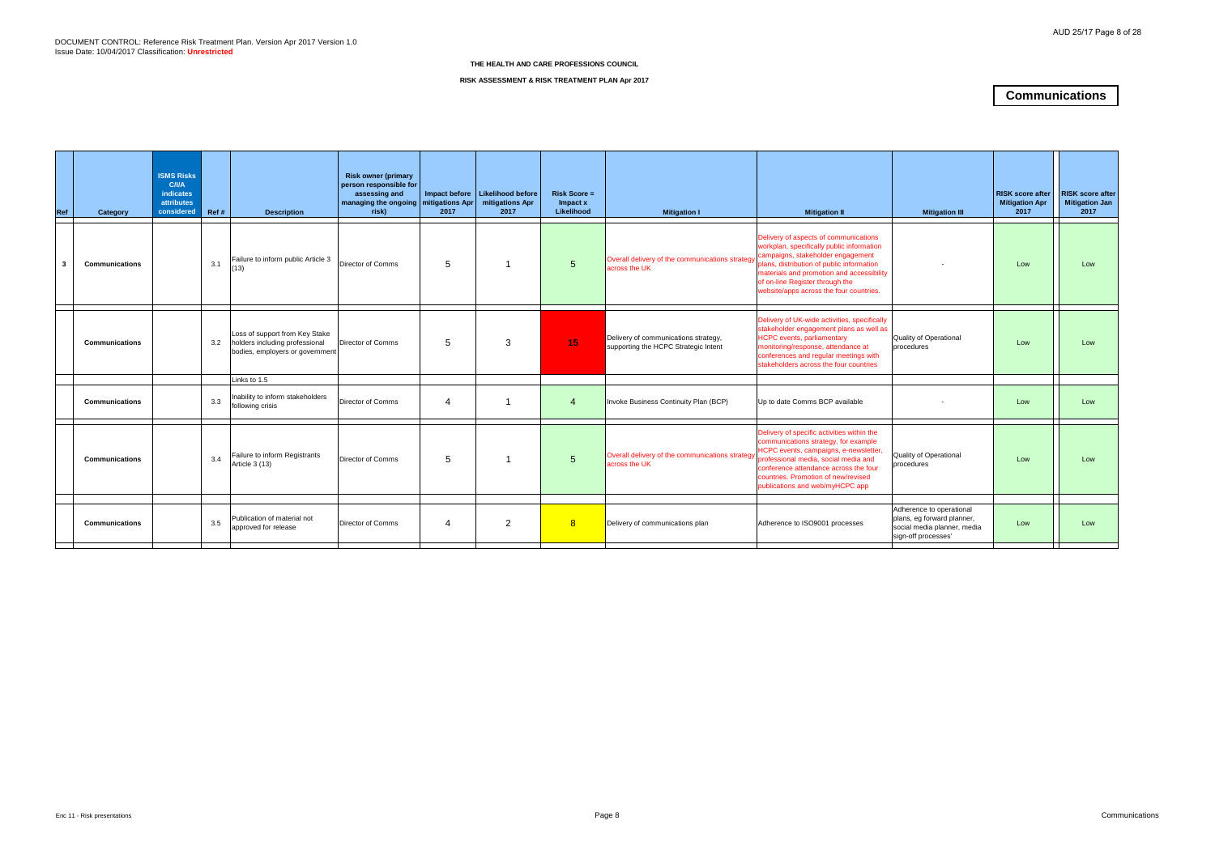DOCUMENT CONTROL: Reference Risk Treatment Plan. Version Apr 2017 Version 1.0
Issue Date: 10/04/2017 Classification: **Unrestricted**

**THE HEALTH AND CARE PROFESSIONS COUNCIL**

**RISK ASSESSMENT & RISK TREATMENT PLAN Apr 2017**

# Communications

| Ref | Category | ISMS Risks C/I/A indicates attributes considered | Ref # | Description | Risk owner (primary person responsible for assessing and managing the ongoing risk) | Impact before mitigations Apr 2017 | Likelihood before mitigations Apr 2017 | Risk Score = Impact x Likelihood | Mitigation I | Mitigation II | Mitigation III | RISK score after Mitigation Apr 2017 | RISK score after Mitigation Jan 2017 |
|---|---|---|---|---|---|---|---|---|---|---|---|---|---|
| 3 | **Communications** | | 3.1 | Failure to inform public Article 3 (13) | Director of Comms | 5 | 1 | 5 | Overall delivery of the communications strategy across the UK | Delivery of aspects of communications workplan, specifically public information campaigns, stakeholder engagement plans, distribution of public information materials and promotion and accessibility of on-line Register through the website/apps across the four countries. | - | Low | Low |
| | **Communications** | | 3.2 | Loss of support from Key Stake holders including professional bodies, employers or government | Director of Comms | 5 | 3 | 15 | Delivery of communications strategy, supporting the HCPC Strategic Intent | Delivery of UK-wide activities, specifically stakeholder engagement plans as well as HCPC events, parliamentary monitoring/response, attendance at conferences and regular meetings with stakeholders across the four countries | Quality of Operational procedures | Low | Low |
| | | | | Links to 1.5 | | | | | | | | | |
| | **Communications** | | 3.3 | Inability to inform stakeholders following crisis | Director of Comms | 4 | 1 | 4 | Invoke Business Continuity Plan (BCP) | Up to date Comms BCP available | - | Low | Low |
| | **Communications** | | 3.4 | Failure to inform Registrants Article 3 (13) | Director of Comms | 5 | 1 | 5 | Overall delivery of the communications strategy across the UK | Delivery of specific activities within the communications strategy, for example HCPC events, campaigns, e-newsletter, professional media, social media and conference attendance across the four countries. Promotion of new/revised publications and web/myHCPC app | Quality of Operational procedures | Low | Low |
| | **Communications** | | 3.5 | Publication of material not approved for release | Director of Comms | 4 | 2 | 8 | Delivery of communications plan | Adherence to ISO9001 processes | Adherence to operational plans, eg forward planner, social media planner, media sign-off processes' | Low | Low |

Enc 11 - Risk presentations

Communications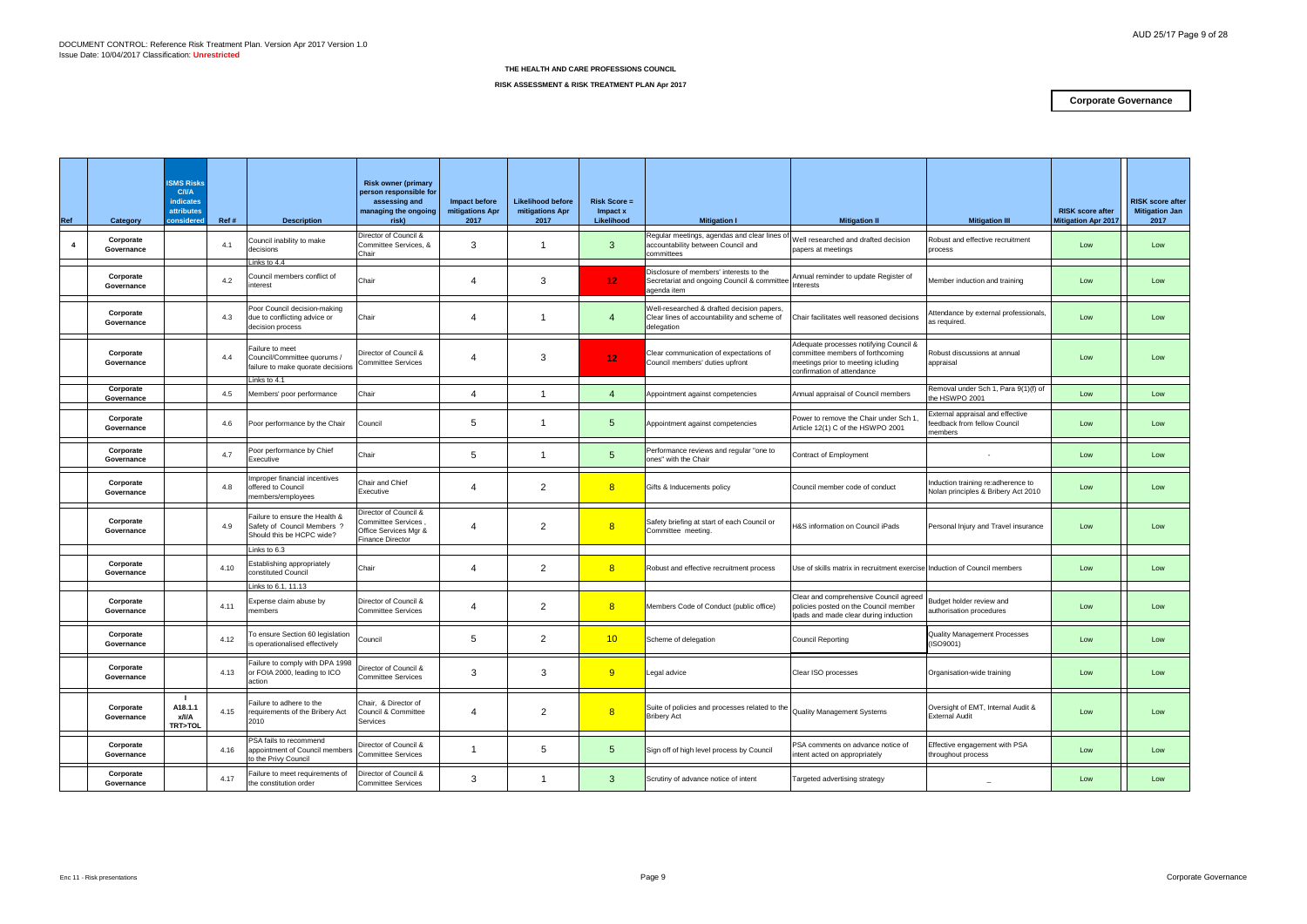DOCUMENT CONTROL: Reference Risk Treatment Plan. Version Apr 2017 Version 1.0
Issue Date: 10/04/2017 Classification: **Unrestricted**

**THE HEALTH AND CARE PROFESSIONS COUNCIL**

**RISK ASSESSMENT & RISK TREATMENT PLAN Apr 2017**

**Corporate Governance**

| Ref | Category | ISMS Risks C/I/A indicates attributes considered | Ref # | Description | Risk owner (primary person responsible for assessing and managing the ongoing risk) | Impact before mitigations Apr 2017 | Likelihood before mitigations Apr 2017 | Risk Score = Impact x Likelihood | Mitigation I | Mitigation II | Mitigation III | RISK score after Mitigation Apr 2017 | RISK score after Mitigation Jan 2017 |
|---|---|---|---|---|---|---|---|---|---|---|---|---|---|
| 4 | Corporate Governance | | 4.1 | Council inability to make decisions<br>Links to 4.4 | Director of Council & Committee Services, & Chair | 3 | 1 | 3 | Regular meetings, agendas and clear lines of accountability between Council and committees | Well researched and drafted decision papers at meetings | Robust and effective recruitment process | Low | Low |
| | Corporate Governance | | 4.2 | Council members conflict of interest | Chair | 4 | 3 | 12 | Disclosure of members' interests to the Secretariat and ongoing Council & committee agenda item | Annual reminder to update Register of Interests | Member induction and training | Low | Low |
| | Corporate Governance | | 4.3 | Poor Council decision-making due to conflicting advice or decision process | Chair | 4 | 1 | 4 | Well-researched & drafted decision papers, Clear lines of accountability and scheme of delegation | Chair facilitates well reasoned decisions | Attendance by external professionals, as required. | Low | Low |
| | Corporate Governance | | 4.4 | Failure to meet Council/Committee quorums / failure to make quorate decisions<br>Links to 4.1 | Director of Council & Committee Services | 4 | 3 | 12 | Clear communication of expectations of Council members' duties upfront | Adequate processes notifying Council & committee members of forthcoming meetings prior to meeting icluding confirmation of attendance | Robust discussions at annual appraisal | Low | Low |
| | Corporate Governance | | 4.5 | Members' poor performance | Chair | 4 | 1 | 4 | Appointment against competencies | Annual appraisal of Council members | Removal under Sch 1, Para 9(1)(f) of the HSWPO 2001 | Low | Low |
| | Corporate Governance | | 4.6 | Poor performance by the Chair | Council | 5 | 1 | 5 | Appointment against competencies | Power to remove the Chair under Sch 1, Article 12(1) C of the HSWPO 2001 | External appraisal and effective feedback from fellow Council members | Low | Low |
| | Corporate Governance | | 4.7 | Poor performance by Chief Executive | Chair | 5 | 1 | 5 | Performance reviews and regular "one to ones" with the Chair | Contract of Employment | - | Low | Low |
| | Corporate Governance | | 4.8 | Improper financial incentives offered to Council members/employees | Chair and Chief Executive | 4 | 2 | 8 | Gifts & Inducements policy | Council member code of conduct | Induction training re:adherence to Nolan principles & Bribery Act 2010 | Low | Low |
| | Corporate Governance | | 4.9 | Failure to ensure the Health & Safety of Council Members ? Should this be HCPC wide?<br>Links to 6.3 | Director of Council & Committee Services , Office Services Mgr & Finance Director | 4 | 2 | 8 | Safety briefing at start of each Council or Committee meeting. | H&S information on Council iPads | Personal Injury and Travel insurance | Low | Low |
| | Corporate Governance | | 4.10 | Establishing appropriately constituted Council<br>Links to 6.1, 11.13 | Chair | 4 | 2 | 8 | Robust and effective recruitment process | Use of skills matrix in recruitment exercise | Induction of Council members | Low | Low |
| | Corporate Governance | | 4.11 | Expense claim abuse by members | Director of Council & Committee Services | 4 | 2 | 8 | Members Code of Conduct (public office) | Clear and comprehensive Council agreed policies posted on the Council member Ipads and made clear during induction | Budget holder review and authorisation procedures | Low | Low |
| | Corporate Governance | | 4.12 | To ensure Section 60 legislation is operationalised effectively | Council | 5 | 2 | 10 | Scheme of delegation | Council Reporting | Quality Management Processes (ISO9001) | Low | Low |
| | Corporate Governance | | 4.13 | Failure to comply with DPA 1998 or FOIA 2000, leading to ICO action | Director of Council & Committee Services | 3 | 3 | 9 | Legal advice | Clear ISO processes | Organisation-wide training | Low | Low |
| | Corporate Governance | I<br>A18.1.1<br>x/I/A<br>TRT>TOL | 4.15 | Failure to adhere to the requirements of the Bribery Act 2010 | Chair, & Director of Council & Committee Services | 4 | 2 | 8 | Suite of policies and processes related to the Bribery Act | Quality Management Systems | Oversight of EMT, Internal Audit & External Audit | Low | Low |
| | Corporate Governance | | 4.16 | PSA fails to recommend appointment of Council members to the Privy Council | Director of Council & Committee Services | 1 | 5 | 5 | Sign off of high level process by Council | PSA comments on advance notice of intent acted on appropriately | Effective engagement with PSA throughout process | Low | Low |
| | Corporate Governance | | 4.17 | Failure to meet requirements of the constitution order | Director of Council & Committee Services | 3 | 1 | 3 | Scrutiny of advance notice of intent | Targeted advertising strategy | – | Low | Low |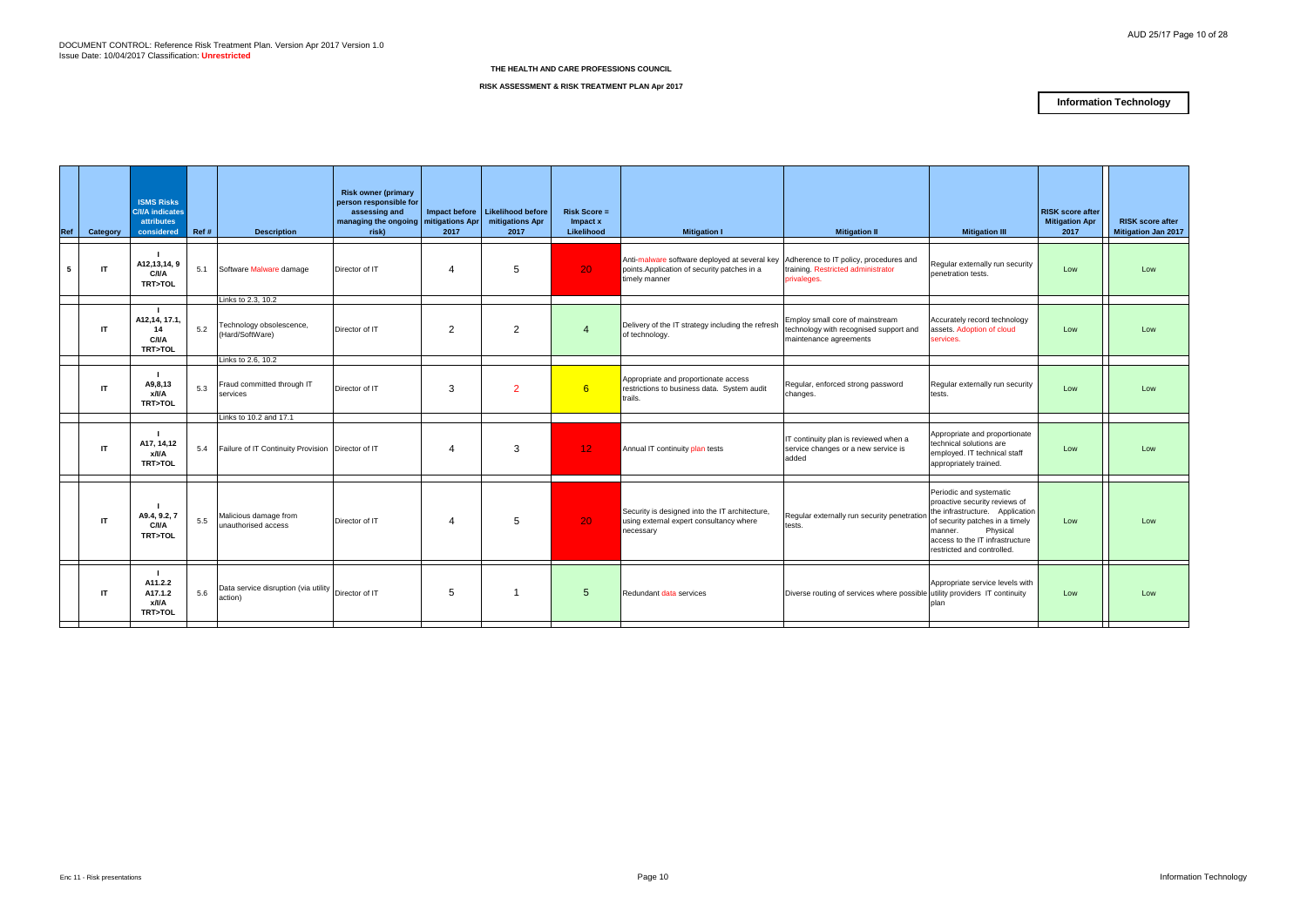DOCUMENT CONTROL: Reference Risk Treatment Plan. Version Apr 2017 Version 1.0
Issue Date: 10/04/2017 Classification: **Unrestricted**

**THE HEALTH AND CARE PROFESSIONS COUNCIL**

**RISK ASSESSMENT & RISK TREATMENT PLAN Apr 2017**

**Information Technology**

| Ref | Category | ISMS Risks C/I/A indicates attributes considered | Ref # | Description | Risk owner (primary person responsible for assessing and managing the ongoing risk) | Impact before mitigations Apr 2017 | Likelihood before mitigations Apr 2017 | Risk Score = Impact x Likelihood | Mitigation I | Mitigation II | Mitigation III | RISK score after Mitigation Apr 2017 | RISK score after Mitigation Jan 2017 |
|---|---|---|---|---|---|---|---|---|---|---|---|---|---|
| 5 | IT | I A12,13,14, 9 C/I/A TRT>TOL | 5.1 | Software Malware damage | Director of IT | 4 | 5 | 20 | Anti-malware software deployed at several key points.Application of security patches in a timely manner | Adherence to IT policy, procedures and training. Restricted administrator privaleges. | Regular externally run security penetration tests. | Low | Low |
| | | | | Links to 2.3, 10.2 | | | | | | | | | |
| | IT | I A12,14, 17.1, 14 C/I/A TRT>TOL | 5.2 | Technology obsolescence, (Hard/SoftWare) | Director of IT | 2 | 2 | 4 | Delivery of the IT strategy including the refresh of technology. | Employ small core of mainstream technology with recognised support and maintenance agreements | Accurately record technology assets. Adoption of cloud services. | Low | Low |
| | | | | Links to 2.6, 10.2 | | | | | | | | | |
| | IT | I A9,8,13 x/I/A TRT>TOL | 5.3 | Fraud committed through IT services | Director of IT | 3 | 2 | 6 | Appropriate and proportionate access restrictions to business data. System audit trails. | Regular, enforced strong password changes. | Regular externally run security tests. | Low | Low |
| | | | | Links to 10.2 and 17.1 | | | | | | | | | |
| | IT | I A17, 14,12 x/I/A TRT>TOL | 5.4 | Failure of IT Continuity Provision | Director of IT | 4 | 3 | 12 | Annual IT continuity plan tests | IT continuity plan is reviewed when a service changes or a new service is added | Appropriate and proportionate technical solutions are employed. IT technical staff appropriately trained. | Low | Low |
| | IT | I A9.4, 9.2, 7 C/I/A TRT>TOL | 5.5 | Malicious damage from unauthorised access | Director of IT | 4 | 5 | 20 | Security is designed into the IT architecture, using external expert consultancy where necessary | Regular externally run security penetration tests. | Periodic and systematic proactive security reviews of the infrastructure. Application of security patches in a timely manner. Physical access to the IT infrastructure restricted and controlled. | Low | Low |
| | IT | I A11.2.2 A17.1.2 x/I/A TRT>TOL | 5.6 | Data service disruption (via utility action) | Director of IT | 5 | 1 | 5 | Redundant data services | Diverse routing of services where possible | Appropriate service levels with utility providers IT continuity plan | Low | Low |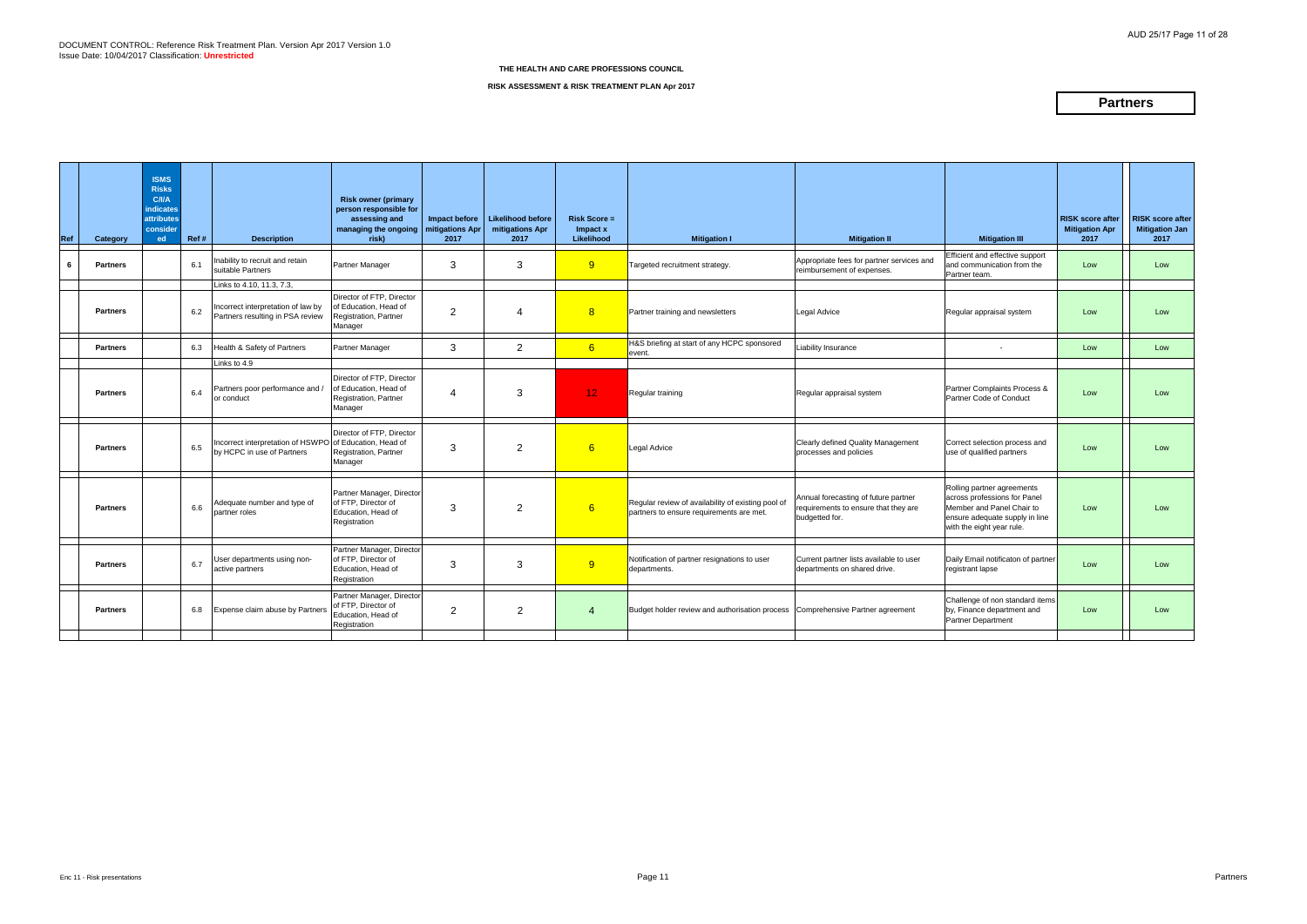DOCUMENT CONTROL: Reference Risk Treatment Plan. Version Apr 2017 Version 1.0
Issue Date: 10/04/2017 Classification: **Unrestricted**

**THE HEALTH AND CARE PROFESSIONS COUNCIL**

**RISK ASSESSMENT & RISK TREATMENT PLAN Apr 2017**

## Partners

| Ref | Category | ISMS Risks C/I/A indicates attributes considered | Ref # | Description | Risk owner (primary person responsible for assessing and managing the ongoing risk) | Impact before mitigations Apr 2017 | Likelihood before mitigations Apr 2017 | Risk Score = Impact x Likelihood | Mitigation I | Mitigation II | Mitigation III | RISK score after Mitigation Apr 2017 | RISK score after Mitigation Jan 2017 |
|---|---|---|---|---|---|---|---|---|---|---|---|---|---|
| 6 | **Partners** | | 6.1 | Inability to recruit and retain suitable Partners | Partner Manager | 3 | 3 | 9 | Targeted recruitment strategy. | Appropriate fees for partner services and reimbursement of expenses. | Efficient and effective support and communication from the Partner team. | Low | Low |
| | | | | Links to 4.10, 11.3, 7.3, | | | | | | | | | |
| | **Partners** | | 6.2 | Incorrect interpretation of law by Partners resulting in PSA review | Director of FTP, Director of Education, Head of Registration, Partner Manager | 2 | 4 | 8 | Partner training and newsletters | Legal Advice | Regular appraisal system | Low | Low |
| | **Partners** | | 6.3 | Health & Safety of Partners | Partner Manager | 3 | 2 | 6 | H&S briefing at start of any HCPC sponsored event. | Liability Insurance | - | Low | Low |
| | | | | Links to 4.9 | | | | | | | | | |
| | **Partners** | | 6.4 | Partners poor performance and / or conduct | Director of FTP, Director of Education, Head of Registration, Partner Manager | 4 | 3 | 12 | Regular training | Regular appraisal system | Partner Complaints Process & Partner Code of Conduct | Low | Low |
| | **Partners** | | 6.5 | Incorrect interpretation of HSWPO by HCPC in use of Partners | Director of FTP, Director of Education, Head of Registration, Partner Manager | 3 | 2 | 6 | Legal Advice | Clearly defined Quality Management processes and policies | Correct selection process and use of qualified partners | Low | Low |
| | **Partners** | | 6.6 | Adequate number and type of partner roles | Partner Manager, Director of FTP, Director of Education, Head of Registration | 3 | 2 | 6 | Regular review of availability of existing pool of partners to ensure requirements are met. | Annual forecasting of future partner requirements to ensure that they are budgeted for. | Rolling partner agreements across professions for Panel Member and Panel Chair to ensure adequate supply in line with the eight year rule. | Low | Low |
| | **Partners** | | 6.7 | User departments using non-active partners | Partner Manager, Director of FTP, Director of Education, Head of Registration | 3 | 3 | 9 | Notification of partner resignations to user departments. | Current partner lists available to user departments on shared drive. | Daily Email notificaton of partner registrant lapse | Low | Low |
| | **Partners** | | 6.8 | Expense claim abuse by Partners | Partner Manager, Director of FTP, Director of Education, Head of Registration | 2 | 2 | 4 | Budget holder review and authorisation process | Comprehensive Partner agreement | Challenge of non standard items by, Finance department and Partner Department | Low | Low |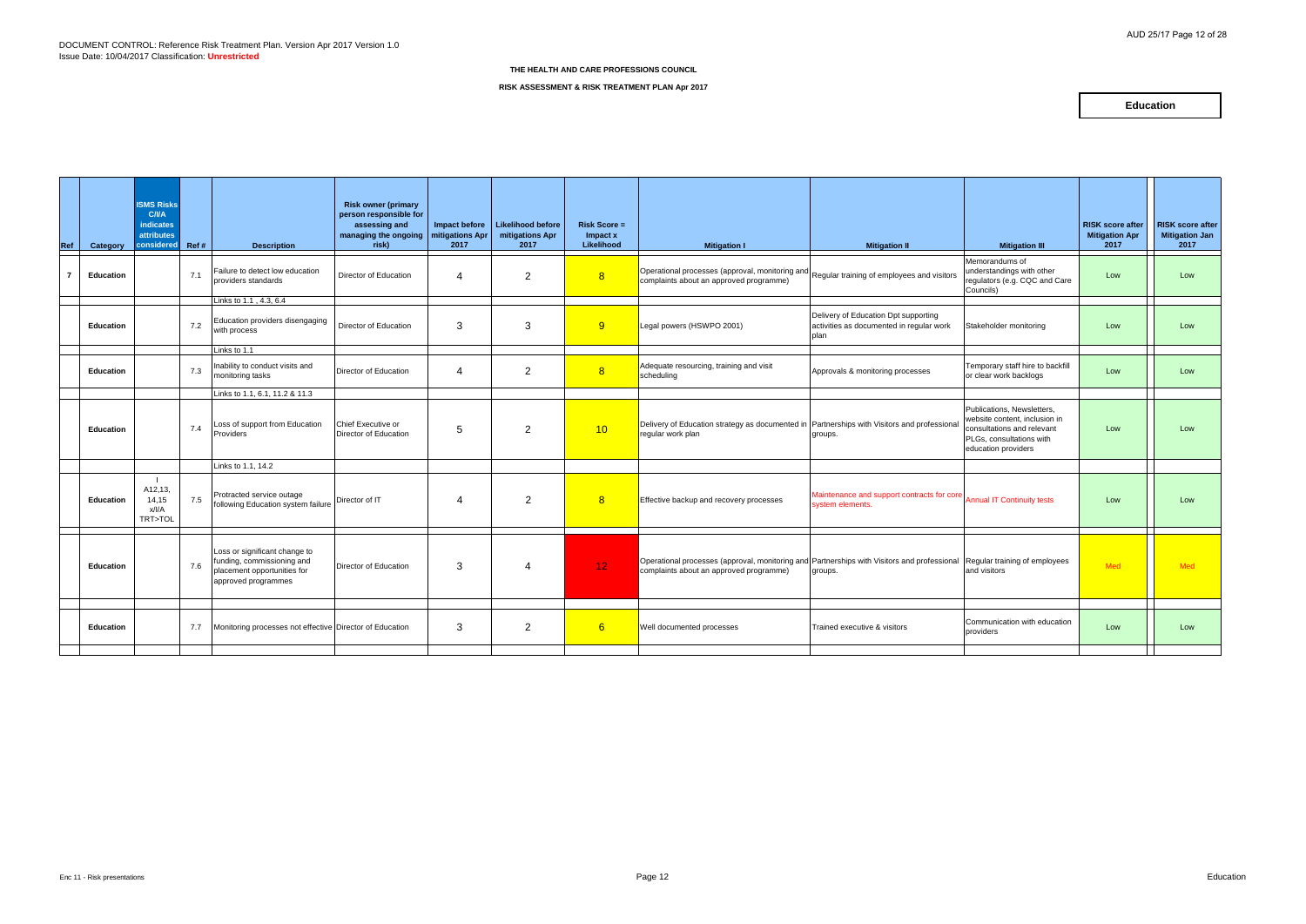DOCUMENT CONTROL: Reference Risk Treatment Plan. Version Apr 2017 Version 1.0
Issue Date: 10/04/2017 Classification: **Unrestricted**

**THE HEALTH AND CARE PROFESSIONS COUNCIL**

**RISK ASSESSMENT & RISK TREATMENT PLAN Apr 2017**

**Education**

| Ref | Category | ISMS Risks C/I/A indicates attributes considered | Ref # | Description | Risk owner (primary person responsible for assessing and managing the ongoing risk) | Impact before mitigations Apr 2017 | Likelihood before mitigations Apr 2017 | Risk Score = Impact x Likelihood | Mitigation I | Mitigation II | Mitigation III | RISK score after Mitigation Apr 2017 | RISK score after Mitigation Jan 2017 |
|---|---|---|---|---|---|---|---|---|---|---|---|---|---|
| 7 | Education | | 7.1 | Failure to detect low education providers standards | Director of Education | 4 | 2 | 8 | Operational processes (approval, monitoring and complaints about an approved programme) | Regular training of employees and visitors | Memorandums of understandings with other regulators (e.g. CQC and Care Councils) | Low | Low |
| | | | | Links to 1.1 , 4.3, 6.4 | | | | | | | | | |
| | Education | | 7.2 | Education providers disengaging with process | Director of Education | 3 | 3 | 9 | Legal powers (HSWPO 2001) | Delivery of Education Dpt supporting activities as documented in regular work plan | Stakeholder monitoring | Low | Low |
| | | | | Links to 1.1 | | | | | | | | | |
| | Education | | 7.3 | Inability to conduct visits and monitoring tasks | Director of Education | 4 | 2 | 8 | Adequate resourcing, training and visit scheduling | Approvals & monitoring processes | Temporary staff hire to backfill or clear work backlogs | Low | Low |
| | | | | Links to 1.1, 6.1, 11.2 & 11.3 | | | | | | | | | |
| | Education | | 7.4 | Loss of support from Education Providers | Chief Executive or Director of Education | 5 | 2 | 10 | Delivery of Education strategy as documented in regular work plan | Partnerships with Visitors and professional groups. | Publications, Newsletters, website content, inclusion in consultations and relevant PLGs, consultations with education providers | Low | Low |
| | | | | Links to 1.1, 14.2 | | | | | | | | | |
| | Education | I A12,13, 14,15 x/I/A TRT>TOL | 7.5 | Protracted service outage following Education system failure | Director of IT | 4 | 2 | 8 | Effective backup and recovery processes | Maintenance and support contracts for core system elements. | Annual IT Continuity tests | Low | Low |
| | Education | | 7.6 | Loss or significant change to funding, commissioning and placement opportunities for approved programmes | Director of Education | 3 | 4 | 12 | Operational processes (approval, monitoring and complaints about an approved programme) | Partnerships with Visitors and professional groups. | Regular training of employees and visitors | Med | Med |
| | Education | | 7.7 | Monitoring processes not effective | Director of Education | 3 | 2 | 6 | Well documented processes | Trained executive & visitors | Communication with education providers | Low | Low |

Enc 11 - Risk presentations

Education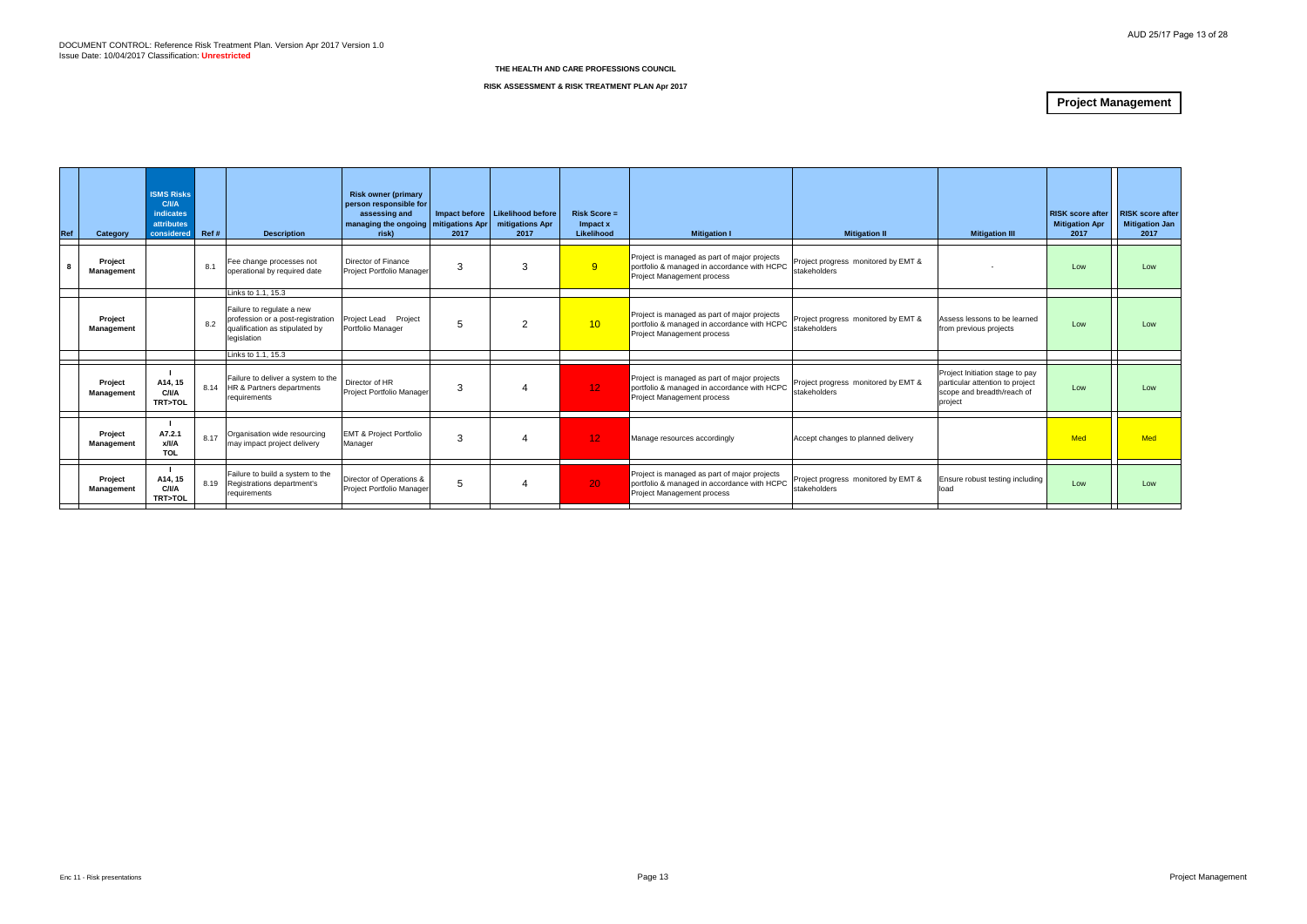DOCUMENT CONTROL: Reference Risk Treatment Plan. Version Apr 2017 Version 1.0
Issue Date: 10/04/2017 Classification: **Unrestricted**

**THE HEALTH AND CARE PROFESSIONS COUNCIL**

**RISK ASSESSMENT & RISK TREATMENT PLAN Apr 2017**

## Project Management

| Ref | Category | ISMS Risks C/I/A indicates attributes considered | Ref # | Description | Risk owner (primary person responsible for assessing and managing the ongoing risk) | Impact before mitigations Apr 2017 | Likelihood before mitigations Apr 2017 | Risk Score = Impact x Likelihood | Mitigation I | Mitigation II | Mitigation III | RISK score after Mitigation Apr 2017 | RISK score after Mitigation Jan 2017 |
|---|---|---|---|---|---|---|---|---|---|---|---|---|---|
| 8 | Project Management | | 8.1 | Fee change processes not operational by required date | Director of Finance Project Portfolio Manager | 3 | 3 | 9 | Project is managed as part of major projects portfolio & managed in accordance with HCPC Project Management process | Project progress monitored by EMT & stakeholders | - | Low | Low |
| | | | | Links to 1.1, 15.3 | | | | | | | | | |
| | Project Management | | 8.2 | Failure to regulate a new profession or a post-registration qualification as stipulated by legislation | Project Lead Project Portfolio Manager | 5 | 2 | 10 | Project is managed as part of major projects portfolio & managed in accordance with HCPC Project Management process | Project progress monitored by EMT & stakeholders | Assess lessons to be learned from previous projects | Low | Low |
| | | | | Links to 1.1, 15.3 | | | | | | | | | |
| | Project Management | I A14, 15 C/I/A TRT>TOL | 8.14 | Failure to deliver a system to the HR & Partners departments requirements | Director of HR Project Portfolio Manager | 3 | 4 | 12 | Project is managed as part of major projects portfolio & managed in accordance with HCPC Project Management process | Project progress monitored by EMT & stakeholders | Project Initiation stage to pay particular attention to project scope and breadth/reach of project | Low | Low |
| | Project Management | I A7.2.1 x/I/A TOL | 8.17 | Organisation wide resourcing may impact project delivery | EMT & Project Portfolio Manager | 3 | 4 | 12 | Manage resources accordingly | Accept changes to planned delivery | | Med | Med |
| | Project Management | I A14, 15 C/I/A TRT>TOL | 8.19 | Failure to build a system to the Registrations department's requirements | Director of Operations & Project Portfolio Manager | 5 | 4 | 20 | Project is managed as part of major projects portfolio & managed in accordance with HCPC Project Management process | Project progress monitored by EMT & stakeholders | Ensure robust testing including load | Low | Low |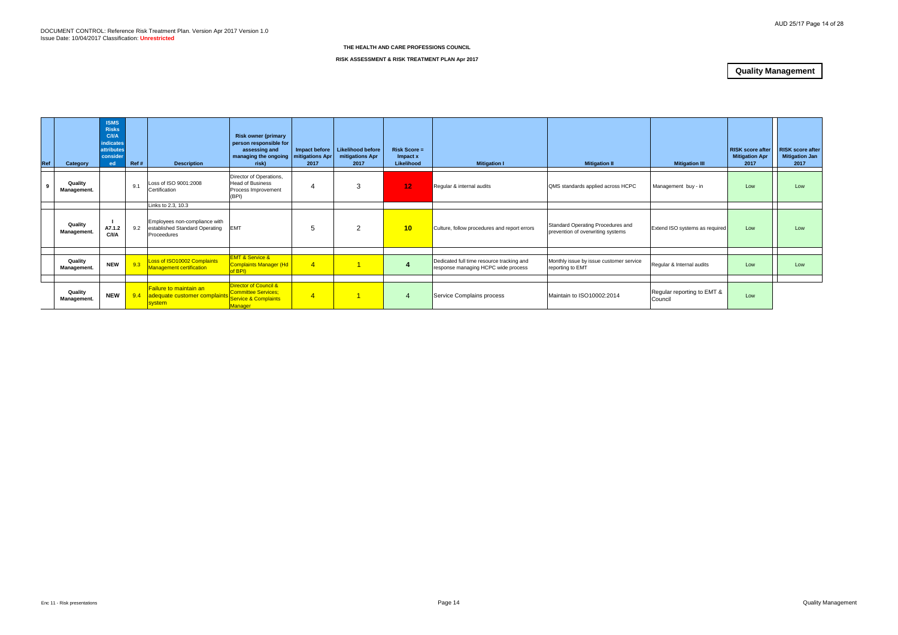DOCUMENT CONTROL: Reference Risk Treatment Plan. Version Apr 2017 Version 1.0
Issue Date: 10/04/2017 Classification: **Unrestricted**

**THE HEALTH AND CARE PROFESSIONS COUNCIL**

**RISK ASSESSMENT & RISK TREATMENT PLAN Apr 2017**

## Quality Management

| Ref | Category | ISMS Risks C/I/A indicates attributes considered | Ref # | Description | Risk owner (primary person responsible for assessing and managing the ongoing risk) | Impact before mitigations Apr 2017 | Likelihood before mitigations Apr 2017 | Risk Score = Impact x Likelihood | Mitigation I | Mitigation II | Mitigation III | RISK score after Mitigation Apr 2017 | RISK score after Mitigation Jan 2017 |
|---|---|---|---|---|---|---|---|---|---|---|---|---|---|
| 9 | Quality Management. | | 9.1 | Loss of ISO 9001:2008 Certification | Director of Operations, Head of Business Process Improvement (BPI) | 4 | 3 | 12 | Regular & internal audits | QMS standards applied across HCPC | Management buy - in | Low | Low |
| | | | | Links to 2.3, 10.3 | | | | | | | | | |
| | Quality Management. | I A7.1.2 C/I/A | 9.2 | Employees non-compliance with established Standard Operating Proceedures | EMT | 5 | 2 | 10 | Culture, follow procedures and report errors | Standard Operating Procedures and prevention of overwriting systems | Extend ISO systems as required | Low | Low |
| | Quality Management. | NEW | 9.3 | Loss of ISO10002 Complaints Management certification | EMT & Service & Complaints Manager (Hd of BPI) | 4 | 1 | 4 | Dedicated full time resource tracking and response managing HCPC wide process | Monthly issue by issue customer service reporting to EMT | Regular & Internal audits | Low | Low |
| | Quality Management. | NEW | 9.4 | Failure to maintain an adequate customer complaints system | Director of Council & Committee Services; Service & Complaints Manager | 4 | 1 | 4 | Service Complains process | Maintain to ISO10002:2014 | Regular reporting to EMT & Council | Low | |

Enc 11 - Risk presentations

Quality Management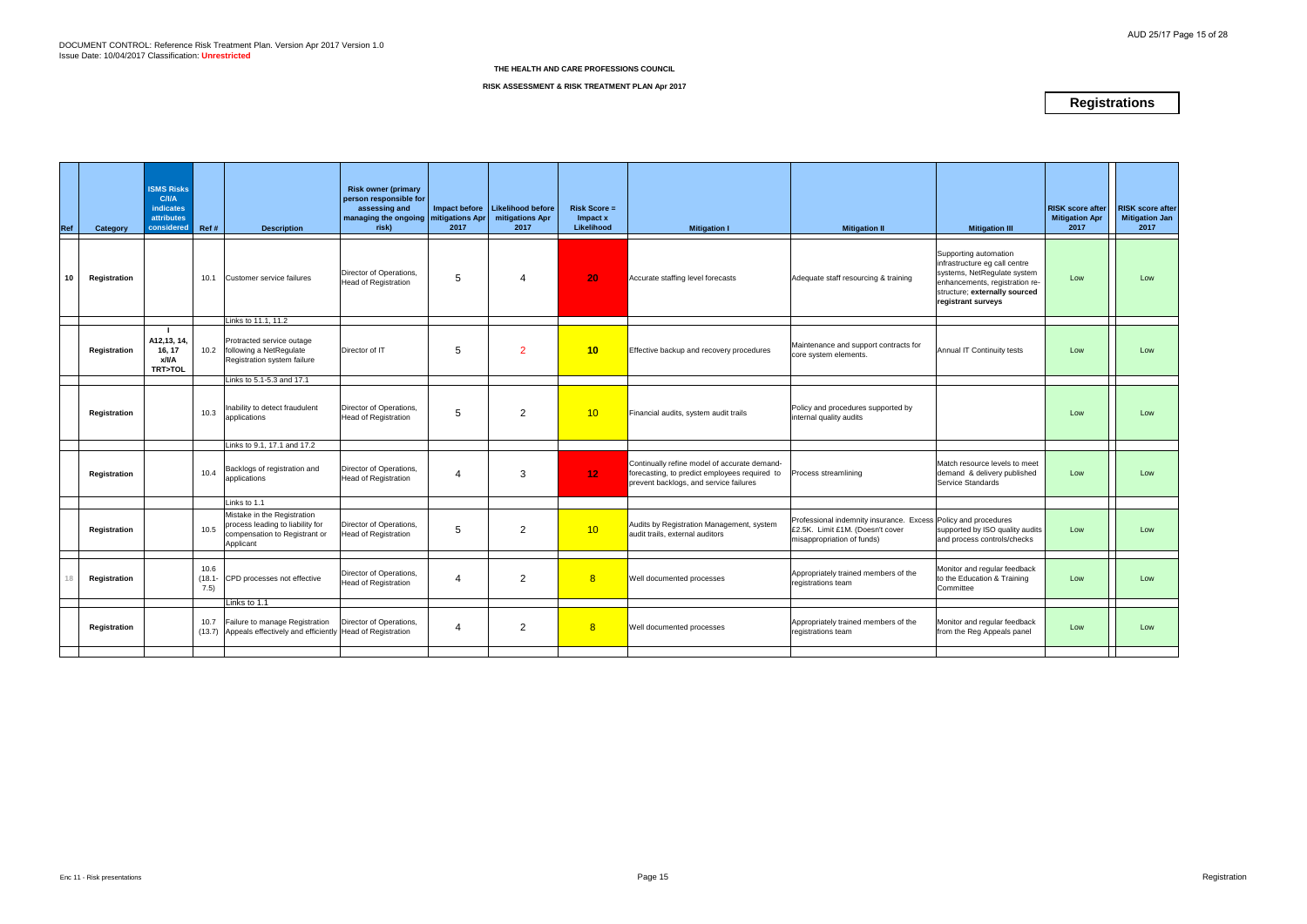DOCUMENT CONTROL: Reference Risk Treatment Plan. Version Apr 2017 Version 1.0
Issue Date: 10/04/2017 Classification: **Unrestricted**

**THE HEALTH AND CARE PROFESSIONS COUNCIL**

**RISK ASSESSMENT & RISK TREATMENT PLAN Apr 2017**

# Registrations

| Ref | Category | ISMS Risks C/I/A indicates attributes considered | Ref # | Description | Risk owner (primary person responsible for assessing and managing the ongoing risk) | Impact before mitigations Apr 2017 | Likelihood before mitigations Apr 2017 | Risk Score = Impact x Likelihood | Mitigation I | Mitigation II | Mitigation III | RISK score after Mitigation Apr 2017 | RISK score after Mitigation Jan 2017 |
|---|---|---|---|---|---|---|---|---|---|---|---|---|---|
| 10 | Registration | | 10.1 | Customer service failures | Director of Operations, Head of Registration | 5 | 4 | 20 | Accurate staffing level forecasts | Adequate staff resourcing & training | Supporting automation infrastructure eg call centre systems, NetRegulate system enhancements, registration re-structure; **externally sourced registrant surveys** | Low | Low |
| | | | | Links to 11.1, 11.2 | | | | | | | | | |
| | Registration | I A12,13, 14, 16, 17 x/I/A TRT>TOL | 10.2 | Protracted service outage following a NetRegulate Registration system failure | Director of IT | 5 | 2 | 10 | Effective backup and recovery procedures | Maintenance and support contracts for core system elements. | Annual IT Continuity tests | Low | Low |
| | | | | Links to 5.1-5.3 and 17.1 | | | | | | | | | |
| | Registration | | 10.3 | Inability to detect fraudulent applications | Director of Operations, Head of Registration | 5 | 2 | 10 | Financial audits, system audit trails | Policy and procedures supported by internal quality audits | | Low | Low |
| | | | | Links to 9.1, 17.1 and 17.2 | | | | | | | | | |
| | Registration | | 10.4 | Backlogs of registration and applications | Director of Operations, Head of Registration | 4 | 3 | 12 | Continually refine model of accurate demand-forecasting, to predict employees required to prevent backlogs, and service failures | Process streamlining | Match resource levels to meet demand & delivery published Service Standards | Low | Low |
| | | | | Links to 1.1 | | | | | | | | | |
| | Registration | | 10.5 | Mistake in the Registration process leading to liability for compensation to Registrant or Applicant | Director of Operations, Head of Registration | 5 | 2 | 10 | Audits by Registration Management, system audit trails, external auditors | Professional indemnity insurance. Excess £2.5K. Limit £1M. (Doesn't cover misappropriation of funds) | Policy and procedures supported by ISO quality audits and process controls/checks | Low | Low |
| 18 | Registration | | 10.6 (18.1-7.5) | CPD processes not effective | Director of Operations, Head of Registration | 4 | 2 | 8 | Well documented processes | Appropriately trained members of the registrations team | Monitor and regular feedback to the Education & Training Committee | Low | Low |
| | | | | Links to 1.1 | | | | | | | | | |
| | Registration | | 10.7 (13.7) | Failure to manage Registration Appeals effectively and efficiently | Director of Operations, Head of Registration | 4 | 2 | 8 | Well documented processes | Appropriately trained members of the registrations team | Monitor and regular feedback from the Reg Appeals panel | Low | Low |

Enc 11 - Risk presentations

Registration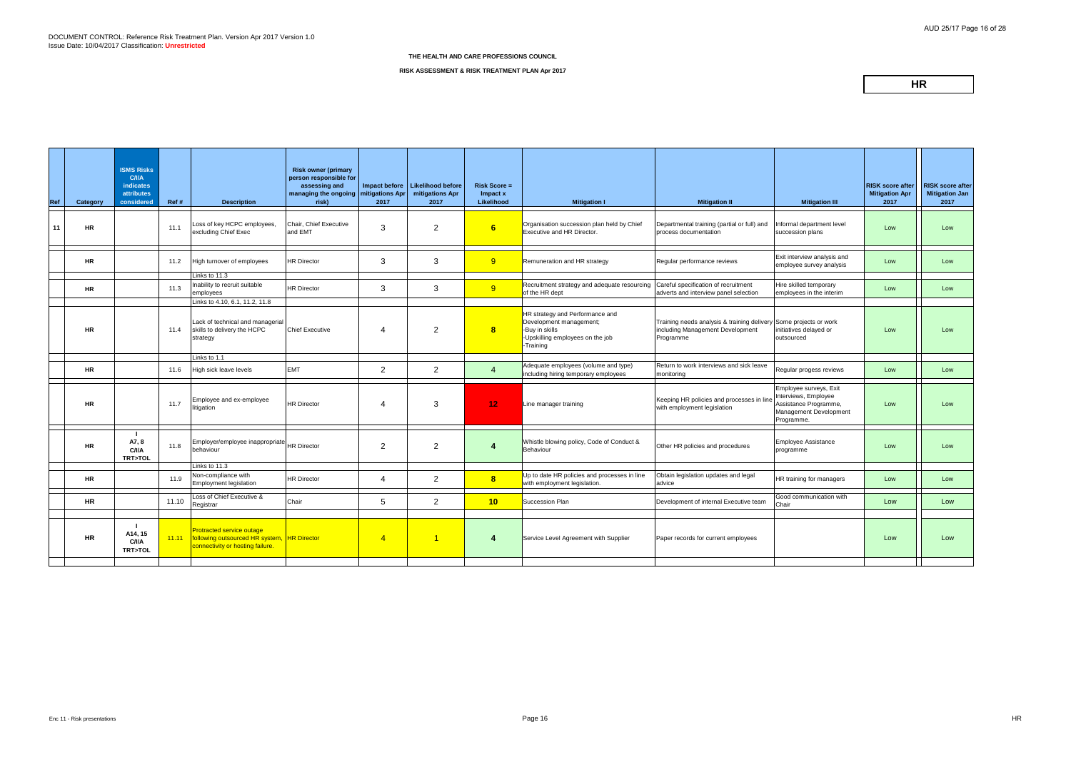DOCUMENT CONTROL: Reference Risk Treatment Plan. Version Apr 2017 Version 1.0
Issue Date: 10/04/2017 Classification: **Unrestricted**

**THE HEALTH AND CARE PROFESSIONS COUNCIL**

**RISK ASSESSMENT & RISK TREATMENT PLAN Apr 2017**

**HR**

| Ref | Category | ISMS Risks C/I/A indicates attributes considered | Ref # | Description | Risk owner (primary person responsible for assessing and managing the ongoing risk) | Impact before mitigations Apr 2017 | Likelihood before mitigations Apr 2017 | Risk Score = Impact x Likelihood | Mitigation I | Mitigation II | Mitigation III | RISK score after Mitigation Apr 2017 | RISK score after Mitigation Jan 2017 |
|---|---|---|---|---|---|---|---|---|---|---|---|---|---|
| 11 | HR | | 11.1 | Loss of key HCPC employees, excluding Chief Exec | Chair, Chief Executive and EMT | 3 | 2 | 6 | Organisation succession plan held by Chief Executive and HR Director. | Departmental training (partial or full) and process documentation | Informal department level succession plans | Low | Low |
| | HR | | 11.2 | High turnover of employees | HR Director | 3 | 3 | 9 | Remuneration and HR strategy | Regular performance reviews | Exit interview analysis and employee survey analysis | Low | Low |
| | | | | Links to 11.3 | | | | | | | | | |
| | HR | | 11.3 | Inability to recruit suitable employees | HR Director | 3 | 3 | 9 | Recruitment strategy and adequate resourcing of the HR dept | Careful specification of recruitment adverts and interview panel selection | Hire skilled temporary employees in the interim | Low | Low |
| | | | | Links to 4.10, 6.1, 11.2, 11.8 | | | | | | | | | |
| | HR | | 11.4 | Lack of technical and managerial skills to delivery the HCPC strategy | Chief Executive | 4 | 2 | 8 | HR strategy and Performance and Development management;<br>-Buy in skills<br>-Upskilling employees on the job<br>-Training | Training needs analysis & training delivery including Management Development Programme | Some projects or work initiatives delayed or outsourced | Low | Low |
| | | | | Links to 1.1 | | | | | | | | | |
| | HR | | 11.6 | High sick leave levels | EMT | 2 | 2 | 4 | Adequate employees (volume and type) including hiring temporary employees | Return to work interviews and sick leave monitoring | Regular progess reviews | Low | Low |
| | HR | | 11.7 | Employee and ex-employee litigation | HR Director | 4 | 3 | 12 | Line manager training | Keeping HR policies and processes in line with employment legislation | Employee surveys, Exit Interviews, Employee Assistance Programme, Management Development Programme. | Low | Low |
| | HR | I<br>A7, 8<br>C/I/A<br>TRT>TOL | 11.8 | Employer/employee inappropriate behaviour | HR Director | 2 | 2 | 4 | Whistle blowing policy, Code of Conduct & Behaviour | Other HR policies and procedures | Employee Assistance programme | Low | Low |
| | | | | Links to 11.3 | | | | | | | | | |
| | HR | | 11.9 | Non-compliance with Employment legislation | HR Director | 4 | 2 | 8 | Up to date HR policies and processes in line with employment legislation. | Obtain legislation updates and legal advice | HR training for managers | Low | Low |
| | HR | | 11.10 | Loss of Chief Executive & Registrar | Chair | 5 | 2 | 10 | Succession Plan | Development of internal Executive team | Good communication with Chair | Low | Low |
| | HR | I<br>A14, 15<br>C/I/A<br>TRT>TOL | 11.11 | Protracted service outage following outsourced HR system, connectivity or hosting failure. | HR Director | 4 | 1 | 4 | Service Level Agreement with Supplier | Paper records for current employees | | Low | Low |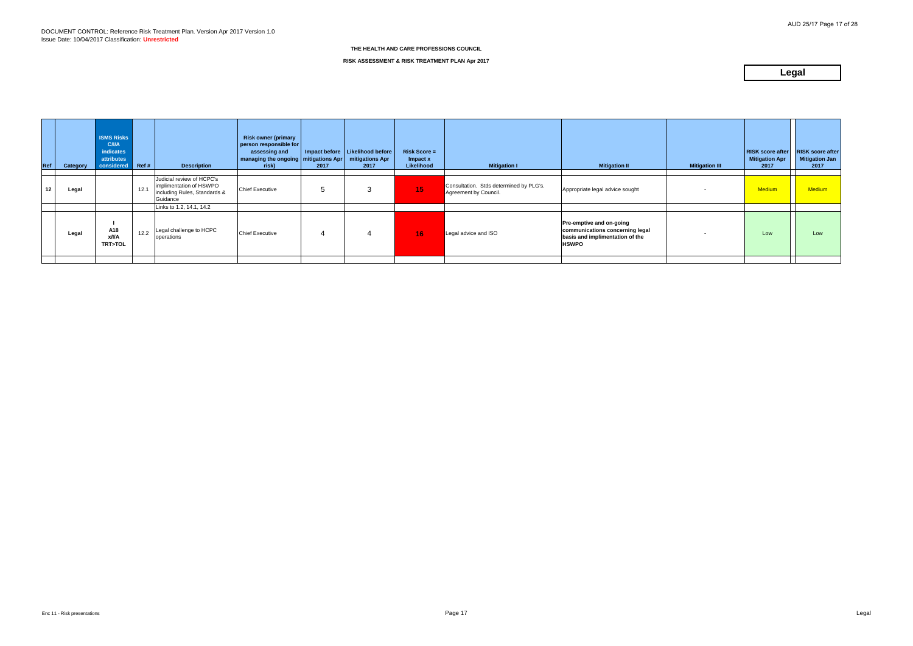DOCUMENT CONTROL: Reference Risk Treatment Plan. Version Apr 2017 Version 1.0
Issue Date: 10/04/2017 Classification: **Unrestricted**

**THE HEALTH AND CARE PROFESSIONS COUNCIL**

**RISK ASSESSMENT & RISK TREATMENT PLAN Apr 2017**

# Legal

| Ref | Category | ISMS Risks C/I/A indicates attributes considered | Ref # | Description | Risk owner (primary person responsible for assessing and managing the ongoing risk) | Impact before mitigations Apr 2017 | Likelihood before mitigations Apr 2017 | Risk Score = Impact x Likelihood | Mitigation I | Mitigation II | Mitigation III | RISK score after Mitigation Apr 2017 | RISK score after Mitigation Jan 2017 |
|---|---|---|---|---|---|---|---|---|---|---|---|---|---|
| 12 | Legal | | 12.1 | Judicial review of HCPC's implimentation of HSWPO including Rules, Standards & Guidance | Chief Executive | 5 | 3 | 15 | Consultation. Stds determined by PLG's. Agreement by Council. | Appropriate legal advice sought | - | Medium | Medium |
| | | | | Links to 1.2, 14.1, 14.2 | | | | | | | | | |
| | Legal | I A18 x/I/A TRT>TOL | 12.2 | Legal challenge to HCPC operations | Chief Executive | 4 | 4 | 16 | Legal advice and ISO | **Pre-emptive and on-going communications concerning legal basis and implimentation of the HSWPO** | - | Low | Low |

Enc 11 - Risk presentations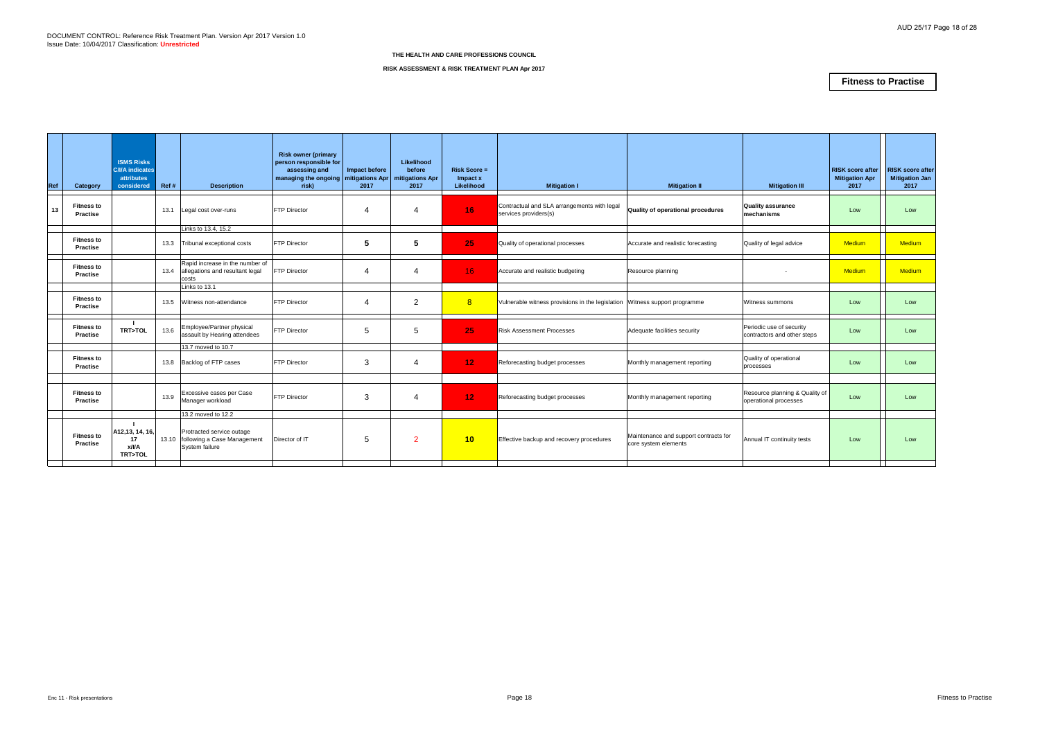DOCUMENT CONTROL: Reference Risk Treatment Plan. Version Apr 2017 Version 1.0
Issue Date: 10/04/2017 Classification: **Unrestricted**

**THE HEALTH AND CARE PROFESSIONS COUNCIL**

**RISK ASSESSMENT & RISK TREATMENT PLAN Apr 2017**

**Fitness to Practise**

| Ref | Category | ISMS Risks C/I/A indicates attributes considered | Ref # | Description | Risk owner (primary person responsible for assessing and managing the ongoing risk) | Impact before mitigations Apr 2017 | Likelihood before mitigations Apr 2017 | Risk Score = Impact x Likelihood | Mitigation I | Mitigation II | Mitigation III | RISK score after Mitigation Apr 2017 | RISK score after Mitigation Jan 2017 |
|---|---|---|---|---|---|---|---|---|---|---|---|---|---|
| 13 | Fitness to Practise | | 13.1 | Legal cost over-runs | FTP Director | 4 | 4 | 16 | Contractual and SLA arrangements with legal services providers(s) | **Quality of operational procedures** | **Quality assurance mechanisms** | Low | Low |
| | | | | Links to 13.4, 15.2 | | | | | | | | | |
| | Fitness to Practise | | 13.3 | Tribunal exceptional costs | FTP Director | 5 | 5 | 25 | Quality of operational processes | Accurate and realistic forecasting | Quality of legal advice | Medium | Medium |
| | Fitness to Practise | | 13.4 | Rapid increase in the number of allegations and resultant legal costs | FTP Director | 4 | 4 | 16 | Accurate and realistic budgeting | Resource planning | - | Medium | Medium |
| | | | | Links to 13.1 | | | | | | | | | |
| | Fitness to Practise | | 13.5 | Witness non-attendance | FTP Director | 4 | 2 | 8 | Vulnerable witness provisions in the legislation | Witness support programme | Witness summons | Low | Low |
| | Fitness to Practise | I TRT>TOL | 13.6 | Employee/Partner physical assault by Hearing attendees | FTP Director | 5 | 5 | 25 | Risk Assessment Processes | Adequate facilities security | Periodic use of security contractors and other steps | Low | Low |
| | | | | 13.7 moved to 10.7 | | | | | | | | | |
| | Fitness to Practise | | 13.8 | Backlog of FTP cases | FTP Director | 3 | 4 | 12 | Reforecasting budget processes | Monthly management reporting | Quality of operational processes | Low | Low |
| | Fitness to Practise | | 13.9 | Excessive cases per Case Manager workload | FTP Director | 3 | 4 | 12 | Reforecasting budget processes | Monthly management reporting | Resource planning & Quality of operational processes | Low | Low |
| | | | | 13.2 moved to 12.2 | | | | | | | | | |
| | Fitness to Practise | I A12,13, 14, 16, 17 x/I/A TRT>TOL | 13.10 | Protracted service outage following a Case Management System failure | Director of IT | 5 | 2 | 10 | Effective backup and recovery procedures | Maintenance and support contracts for core system elements | Annual IT continuity tests | Low | Low |

Enc 11 - Risk presentations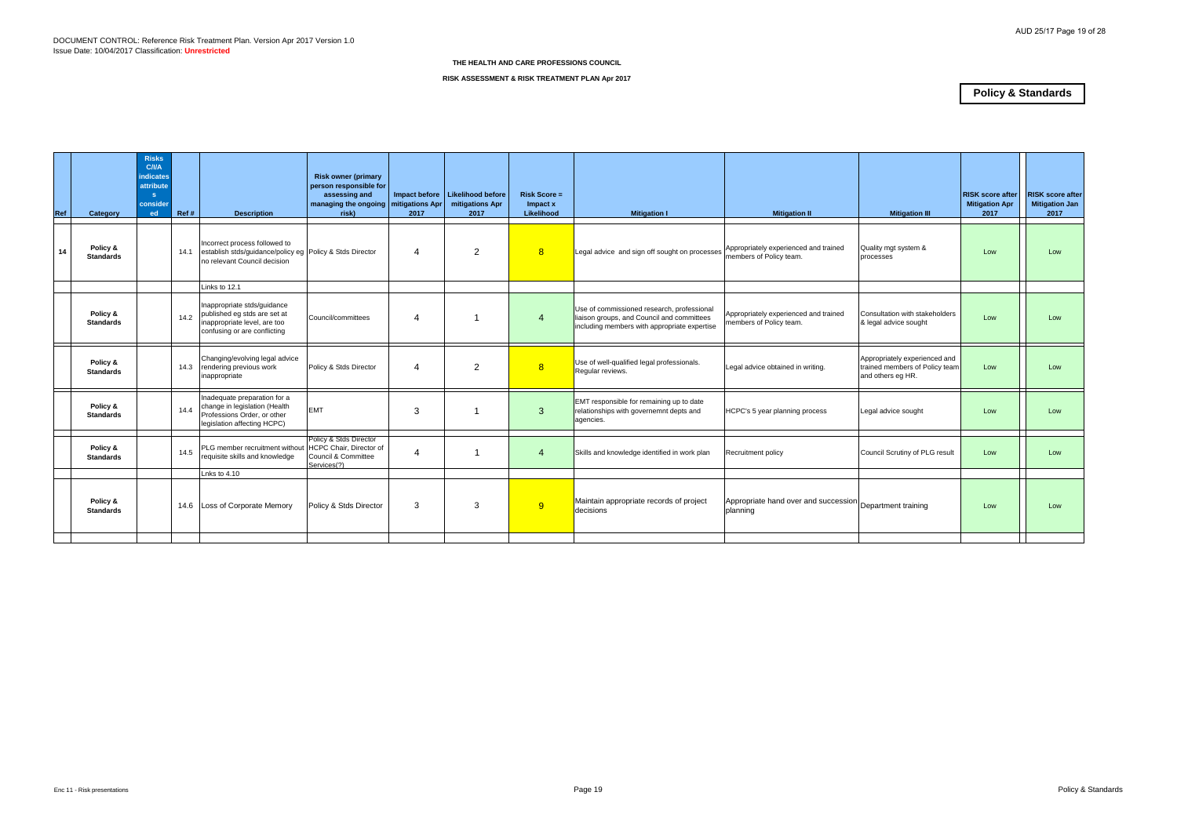DOCUMENT CONTROL: Reference Risk Treatment Plan. Version Apr 2017 Version 1.0
Issue Date: 10/04/2017 Classification: **Unrestricted**

**THE HEALTH AND CARE PROFESSIONS COUNCIL**

**RISK ASSESSMENT & RISK TREATMENT PLAN Apr 2017**

## Policy & Standards

| Ref | Category | Risks C/I/A indicates attributes considered | Ref # | Description | Risk owner (primary person responsible for assessing and managing the ongoing risk) | Impact before mitigations Apr 2017 | Likelihood before mitigations Apr 2017 | Risk Score = Impact x Likelihood | Mitigation I | Mitigation II | Mitigation III | RISK score after Mitigation Apr 2017 | RISK score after Mitigation Jan 2017 |
|---|---|---|---|---|---|---|---|---|---|---|---|---|---|
| 14 | Policy & Standards | | 14.1 | Incorrect process followed to establish stds/guidance/policy eg no relevant Council decision | Policy & Stds Director | 4 | 2 | 8 | Legal advice and sign off sought on processes | Appropriately experienced and trained members of Policy team. | Quality mgt system & processes | Low | Low |
| | | | | Links to 12.1 | | | | | | | | | |
| | Policy & Standards | | 14.2 | Inappropriate stds/guidance published eg stds are set at inappropriate level, are too confusing or are conflicting | Council/committees | 4 | 1 | 4 | Use of commissioned research, professional liaison groups, and Council and committees including members with appropriate expertise | Appropriately experienced and trained members of Policy team. | Consultation with stakeholders & legal advice sought | Low | Low |
| | Policy & Standards | | 14.3 | Changing/evolving legal advice rendering previous work inappropriate | Policy & Stds Director | 4 | 2 | 8 | Use of well-qualified legal professionals. Regular reviews. | Legal advice obtained in writing. | Appropriately experienced and trained members of Policy team and others eg HR. | Low | Low |
| | Policy & Standards | | 14.4 | Inadequate preparation for a change in legislation (Health Professions Order, or other legislation affecting HCPC) | EMT | 3 | 1 | 3 | EMT responsible for remaining up to date relationships with governemnt depts and agencies. | HCPC's 5 year planning process | Legal advice sought | Low | Low |
| | Policy & Standards | | 14.5 | PLG member recruitment without requisite skills and knowledge | Policy & Stds Director HCPC Chair, Director of Council & Committee Services(?) | 4 | 1 | 4 | Skills and knowledge identified in work plan | Recruitment policy | Council Scrutiny of PLG result | Low | Low |
| | | | | Lnks to 4.10 | | | | | | | | | |
| | Policy & Standards | | 14.6 | Loss of Corporate Memory | Policy & Stds Director | 3 | 3 | 9 | Maintain appropriate records of project decisions | Appropriate hand over and succession planning | Department training | Low | Low |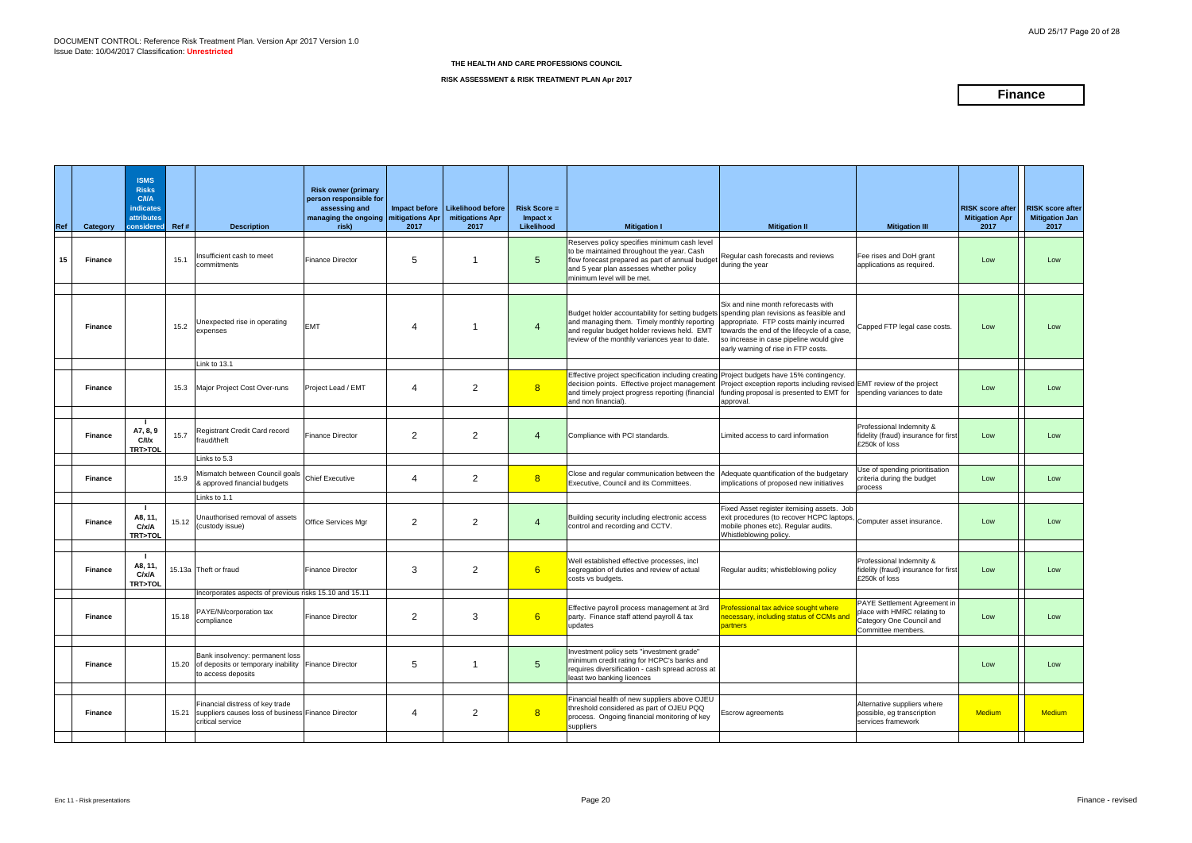DOCUMENT CONTROL: Reference Risk Treatment Plan. Version Apr 2017 Version 1.0
Issue Date: 10/04/2017 Classification: **Unrestricted**

**THE HEALTH AND CARE PROFESSIONS COUNCIL**

**RISK ASSESSMENT & RISK TREATMENT PLAN Apr 2017**

# Finance

| Ref | Category | ISMS Risks C/I/A indicates attributes considered | Ref # | Description | Risk owner (primary person responsible for assessing and managing the ongoing risk) | Impact before mitigations Apr 2017 | Likelihood before mitigations Apr 2017 | Risk Score = Impact x Likelihood | Mitigation I | Mitigation II | Mitigation III | RISK score after Mitigation Apr 2017 | RISK score after Mitigation Jan 2017 |
|---|---|---|---|---|---|---|---|---|---|---|---|---|---|
| 15 | Finance | | 15.1 | Insufficient cash to meet commitments | Finance Director | 5 | 1 | 5 | Reserves policy specifies minimum cash level to be maintained throughout the year. Cash flow forecast prepared as part of annual budget and 5 year plan assesses whether policy minimum level will be met. | Regular cash forecasts and reviews during the year | Fee rises and DoH grant applications as required. | Low | Low |
| | Finance | | 15.2 | Unexpected rise in operating expenses | EMT | 4 | 1 | 4 | Budget holder accountability for setting budgets and managing them. Timely monthly reporting and regular budget holder reviews held. EMT review of the monthly variances year to date. | Six and nine month reforecasts with spending plan revisions as feasible and appropriate. FTP costs mainly incurred towards the end of the lifecycle of a case, so increase in case pipeline would give early warning of rise in FTP costs. | Capped FTP legal case costs. | Low | Low |
| | | | | Link to 13.1 | | | | | | | | | |
| | Finance | | 15.3 | Major Project Cost Over-runs | Project Lead / EMT | 4 | 2 | 8 | Effective project specification including creating decision points. Effective project management and timely project progress reporting (financial and non financial). | Project budgets have 15% contingency. Project exception reports including revised funding proposal is presented to EMT for approval. | EMT review of the project spending variances to date | Low | Low |
| | Finance | I A7, 8, 9 C/I/x TRT>TOL | 15.7 | Registrant Credit Card record fraud/theft | Finance Director | 2 | 2 | 4 | Compliance with PCI standards. | Limited access to card information | Professional Indemnity & fidelity (fraud) insurance for first £250k of loss | Low | Low |
| | | | | Links to 5.3 | | | | | | | | | |
| | Finance | | 15.9 | Mismatch between Council goals & approved financial budgets | Chief Executive | 4 | 2 | 8 | Close and regular communication between the Executive, Council and its Committees. | Adequate quantification of the budgetary implications of proposed new initiatives | Use of spending prioritisation criteria during the budget process | Low | Low |
| | | | | Links to 1.1 | | | | | | | | | |
| | Finance | I A8, 11, C/x/A TRT>TOL | 15.12 | Unauthorised removal of assets (custody issue) | Office Services Mgr | 2 | 2 | 4 | Building security including electronic access control and recording and CCTV. | Fixed Asset register itemising assets. Job exit procedures (to recover HCPC laptops, mobile phones etc). Regular audits. Whistleblowing policy. | Computer asset insurance. | Low | Low |
| | Finance | I A8, 11, C/x/A TRT>TOL | 15.13a | Theft or fraud | Finance Director | 3 | 2 | 6 | Well established effective processes, incl segregation of duties and review of actual costs vs budgets. | Regular audits; whistleblowing policy | Professional Indemnity & fidelity (fraud) insurance for first £250k of loss | Low | Low |
| | | | | Incorporates aspects of previous risks 15.10 and 15.11 | | | | | | | | | |
| | Finance | | 15.18 | PAYE/NI/corporation tax compliance | Finance Director | 2 | 3 | 6 | Effective payroll process management at 3rd party. Finance staff attend payroll & tax updates | Professional tax advice sought where necessary, including status of CCMs and partners | PAYE Settlement Agreement in place with HMRC relating to Category One Council and Committee members. | Low | Low |
| | Finance | | 15.20 | Bank insolvency: permanent loss of deposits or temporary inability to access deposits | Finance Director | 5 | 1 | 5 | Investment policy sets "investment grade" minimum credit rating for HCPC's banks and requires diversification - cash spread across at least two banking licences | | | Low | Low |
| | Finance | | 15.21 | Financial distress of key trade suppliers causes loss of business critical service | Finance Director | 4 | 2 | 8 | Financial health of new suppliers above OJEU threshold considered as part of OJEU PQQ process. Ongoing financial monitoring of key suppliers | Escrow agreements | Alternative suppliers where possible, eg transcription services framework | Medium | Medium |

Enc 11 - Risk presentations

Finance - revised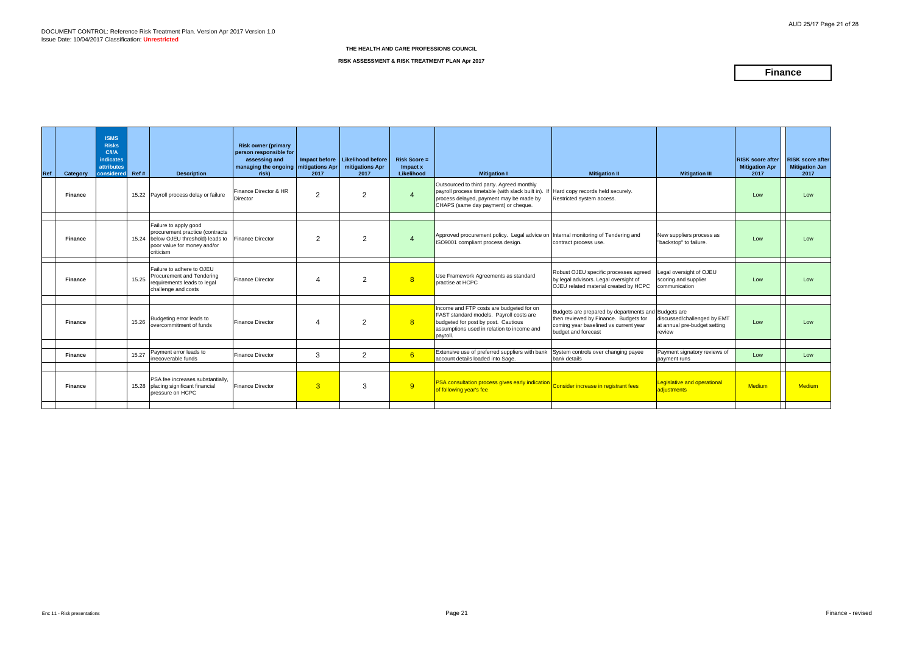DOCUMENT CONTROL: Reference Risk Treatment Plan. Version Apr 2017 Version 1.0
Issue Date: 10/04/2017 Classification: **Unrestricted**

**THE HEALTH AND CARE PROFESSIONS COUNCIL**

**RISK ASSESSMENT & RISK TREATMENT PLAN Apr 2017**

# Finance

| Ref | Category | ISMS Risks C/I/A indicates attributes considered | Ref # | Description | Risk owner (primary person responsible for assessing and managing the ongoing risk) | Impact before mitigations Apr 2017 | Likelihood before mitigations Apr 2017 | Risk Score = Impact x Likelihood | Mitigation I | Mitigation II | Mitigation III | RISK score after Mitigation Apr 2017 | RISK score after Mitigation Jan 2017 |
|---|---|---|---|---|---|---|---|---|---|---|---|---|---|
| | **Finance** | | 15.22 | Payroll process delay or failure | Finance Director & HR Director | 2 | 2 | 4 | Outsourced to third party. Agreed monthly payroll process timetable (with slack built in). If process delayed, payment may be made by CHAPS (same day payment) or cheque. | Hard copy records held securely. Restricted system access. | | Low | Low |
| | **Finance** | | 15.24 | Failure to apply good procurement practice (contracts below OJEU threshold) leads to poor value for money and/or criticism | Finance Director | 2 | 2 | 4 | Approved procurement policy. Legal advice on ISO9001 compliant process design. | Internal monitoring of Tendering and contract process use. | New suppliers process as "backstop" to failure. | Low | Low |
| | **Finance** | | 15.25 | Failure to adhere to OJEU Procurement and Tendering requirements leads to legal challenge and costs | Finance Director | 4 | 2 | 8 | Use Framework Agreements as standard practise at HCPC | Robust OJEU specific processes agreed by legal advisors. Legal oversight of OJEU related material created by HCPC | Legal oversight of OJEU scoring and supplier communication | Low | Low |
| | **Finance** | | 15.26 | Budgeting error leads to overcommitment of funds | Finance Director | 4 | 2 | 8 | Income and FTP costs are budgeted for on FAST standard models. Payroll costs are budgeted for post by post. Cautious assumptions used in relation to income and payroll. | Budgets are prepared by departments and then reviewed by Finance. Budgets for coming year baselined vs current year budget and forecast | Budgets are discussed/challenged by EMT at annual pre-budget setting review | Low | Low |
| | **Finance** | | 15.27 | Payment error leads to irrecoverable funds | Finance Director | 3 | 2 | 6 | Extensive use of preferred suppliers with bank account details loaded into Sage. | System controls over changing payee bank details | Payment signatory reviews of payment runs | Low | Low |
| | **Finance** | | 15.28 | PSA fee increases substantially, placing significant financial pressure on HCPC | Finance Director | 3 | 3 | 9 | PSA consultation process gives early indication of following year's fee | Consider increase in registrant fees | Legislative and operational adjustments | Medium | Medium |

Enc 11 - Risk presentations

Finance - revised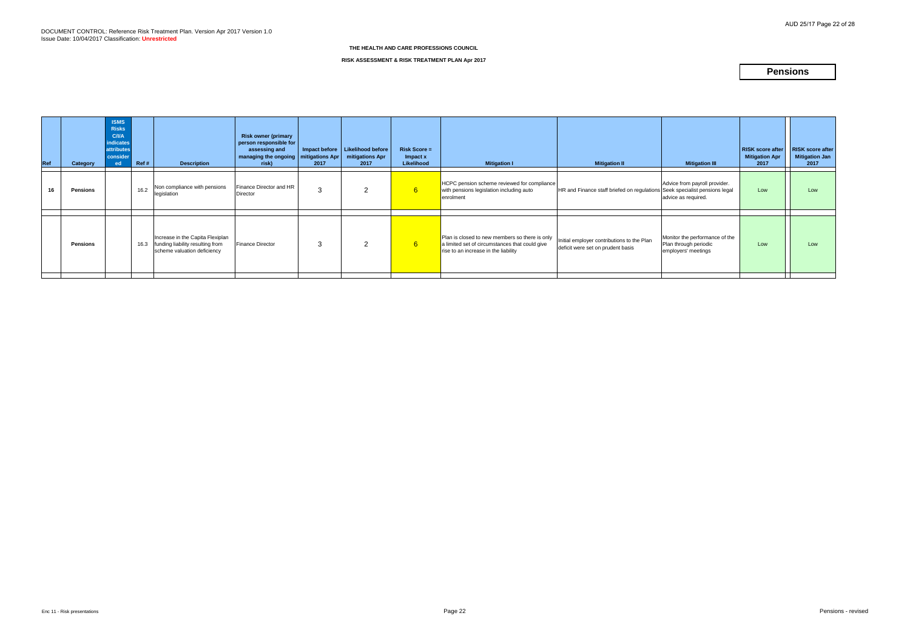DOCUMENT CONTROL: Reference Risk Treatment Plan. Version Apr 2017 Version 1.0
Issue Date: 10/04/2017 Classification: **Unrestricted**

**THE HEALTH AND CARE PROFESSIONS COUNCIL**

**RISK ASSESSMENT & RISK TREATMENT PLAN Apr 2017**

# Pensions

| Ref | Category | ISMS Risks C/I/A indicates attributes considered | Ref # | Description | Risk owner (primary person responsible for assessing and managing the ongoing risk) | Impact before mitigations Apr 2017 | Likelihood before mitigations Apr 2017 | Risk Score = Impact x Likelihood | Mitigation I | Mitigation II | Mitigation III | RISK score after Mitigation Apr 2017 | RISK score after Mitigation Jan 2017 |
|---|---|---|---|---|---|---|---|---|---|---|---|---|---|
| 16 | **Pensions** | | 16.2 | Non compliance with pensions legislation | Finance Director and HR Director | 3 | 2 | 6 | HCPC pension scheme reviewed for compliance with pensions legislation including auto enrolment | HR and Finance staff briefed on regulations | Advice from payroll provider. Seek specialist pensions legal advice as required. | Low | Low |
| | **Pensions** | | 16.3 | Increase in the Capita Flexiplan funding liability resulting from scheme valuation deficiency | Finance Director | 3 | 2 | 6 | Plan is closed to new members so there is only a limited set of circumstances that could give rise to an increase in the liability | Initial employer contributions to the Plan deficit were set on prudent basis | Monitor the performance of the Plan through periodic employers' meetings | Low | Low |

Enc 11 - Risk presentations

Pensions - revised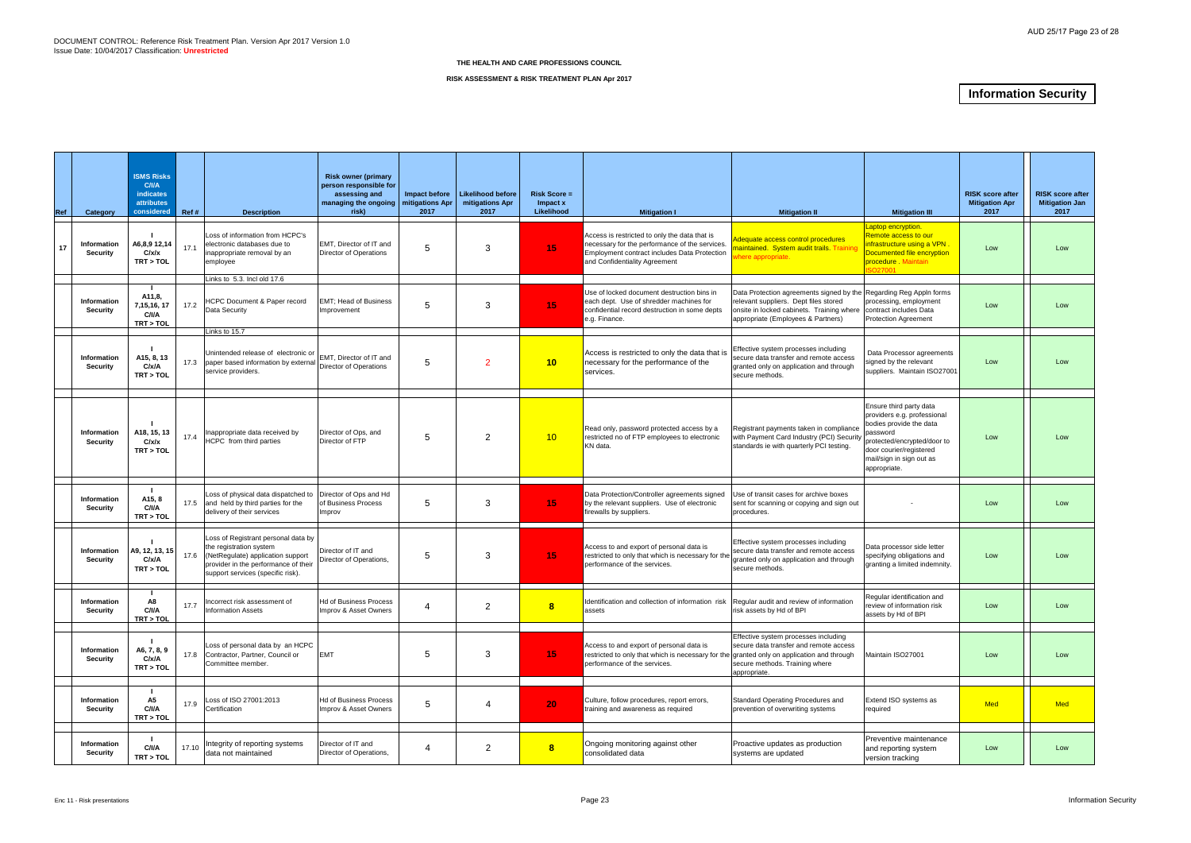DOCUMENT CONTROL: Reference Risk Treatment Plan. Version Apr 2017 Version 1.0
Issue Date: 10/04/2017 Classification: **Unrestricted**

**THE HEALTH AND CARE PROFESSIONS COUNCIL**

**RISK ASSESSMENT & RISK TREATMENT PLAN Apr 2017**

# Information Security

| Ref | Category | ISMS Risks C/I/A indicates attributes considered | Ref # | Description | Risk owner (primary person responsible for assessing and managing the ongoing risk) | Impact before mitigations Apr 2017 | Likelihood before mitigations Apr 2017 | Risk Score = Impact x Likelihood | Mitigation I | Mitigation II | Mitigation III | RISK score after Mitigation Apr 2017 | RISK score after Mitigation Jan 2017 |
|---|---|---|---|---|---|---|---|---|---|---|---|---|---|
| 17 | Information Security | I A6,8,9 12,14 C/x/x TRT > TOL | 17.1 | Loss of information from HCPC's electronic databases due to inappropriate removal by an employee<br>Links to 5.3. Incl old 17.6 | EMT, Director of IT and Director of Operations | 5 | 3 | 15 | Access is restricted to only the data that is necessary for the performance of the services. Employment contract includes Data Protection and Confidentiality Agreement | Adequate access control procedures maintained. System audit trails. Training where appropriate. | Laptop encryption. Remote access to our infrastructure using a VPN . Documented file encryption procedure . Maintain ISO27001 | Low | Low |
| | Information Security | I A11,8, 7,15,16, 17 C/I/A TRT > TOL | 17.2 | HCPC Document & Paper record Data Security<br>Links to 15.7 | EMT; Head of Business Improvement | 5 | 3 | 15 | Use of locked document destruction bins in each dept. Use of shredder machines for confidential record destruction in some depts e.g. Finance. | Data Protection agreements signed by the relevant suppliers. Dept files stored onsite in locked cabinets. Training where appropriate (Employees & Partners) | Regarding Reg Appln forms processing, employment contract includes Data Protection Agreement | Low | Low |
| | Information Security | I A15, 8, 13 C/x/A TRT > TOL | 17.3 | Unintended release of electronic or paper based information by external service providers. | EMT, Director of IT and Director of Operations | 5 | 2 | 10 | Access is restricted to only the data that is necessary for the performance of the services. | Effective system processes including secure data transfer and remote access granted only on application and through secure methods. | Data Processor agreements signed by the relevant suppliers. Maintain ISO27001 | Low | Low |
| | Information Security | I A18, 15, 13 C/x/x TRT > TOL | 17.4 | Inappropriate data received by HCPC from third parties | Director of Ops, and Director of FTP | 5 | 2 | 10 | Read only, password protected access by a restricted no of FTP employees to electronic KN data. | Registrant payments taken in compliance with Payment Card Industry (PCI) Security standards ie with quarterly PCI testing. | Ensure third party data providers e.g. professional bodies provide the data password protected/encrypted/door to door courier/registered mail/sign in sign out as appropriate. | Low | Low |
| | Information Security | I A15, 8 C/I/A TRT > TOL | 17.5 | Loss of physical data dispatched to and held by third parties for the delivery of their services | Director of Ops and Hd of Business Process Improv | 5 | 3 | 15 | Data Protection/Controller agreements signed by the relevant suppliers. Use of electronic firewalls by suppliers. | Use of transit cases for archive boxes sent for scanning or copying and sign out procedures. | - | Low | Low |
| | Information Security | I A9, 12, 13, 15 C/x/A TRT > TOL | 17.6 | Loss of Registrant personal data by the registration system (NetRegulate) application support provider in the performance of their support services (specific risk). | Director of IT and Director of Operations, | 5 | 3 | 15 | Access to and export of personal data is restricted to only that which is necessary for the performance of the services. | Effective system processes including secure data transfer and remote access granted only on application and through secure methods. | Data processor side letter specifying obligations and granting a limited indemnity. | Low | Low |
| | Information Security | I A8 C/I/A TRT > TOL | 17.7 | Incorrect risk assessment of Information Assets | Hd of Business Process Improv & Asset Owners | 4 | 2 | 8 | Identification and collection of information risk assets | Regular audit and review of information risk assets by Hd of BPI | Regular identification and review of information risk assets by Hd of BPI | Low | Low |
| | Information Security | I A6, 7, 8, 9 C/x/A TRT > TOL | 17.8 | Loss of personal data by an HCPC Contractor, Partner, Council or Committee member. | EMT | 5 | 3 | 15 | Access to and export of personal data is restricted to only that which is necessary for the performance of the services. | Effective system processes including secure data transfer and remote access granted only on application and through secure methods. Training where appropriate. | Maintain ISO27001 | Low | Low |
| | Information Security | I A5 C/I/A TRT > TOL | 17.9 | Loss of ISO 27001:2013 Certification | Hd of Business Process Improv & Asset Owners | 5 | 4 | 20 | Culture, follow procedures, report errors, training and awareness as required | Standard Operating Procedures and prevention of overwriting systems | Extend ISO systems as required | Med | Med |
| | Information Security | I C/I/A TRT > TOL | 17.10 | Integrity of reporting systems data not maintained | Director of IT and Director of Operations, | 4 | 2 | 8 | Ongoing monitoring against other consolidated data | Proactive updates as production systems are updated | Preventive maintenance and reporting system version tracking | Low | Low |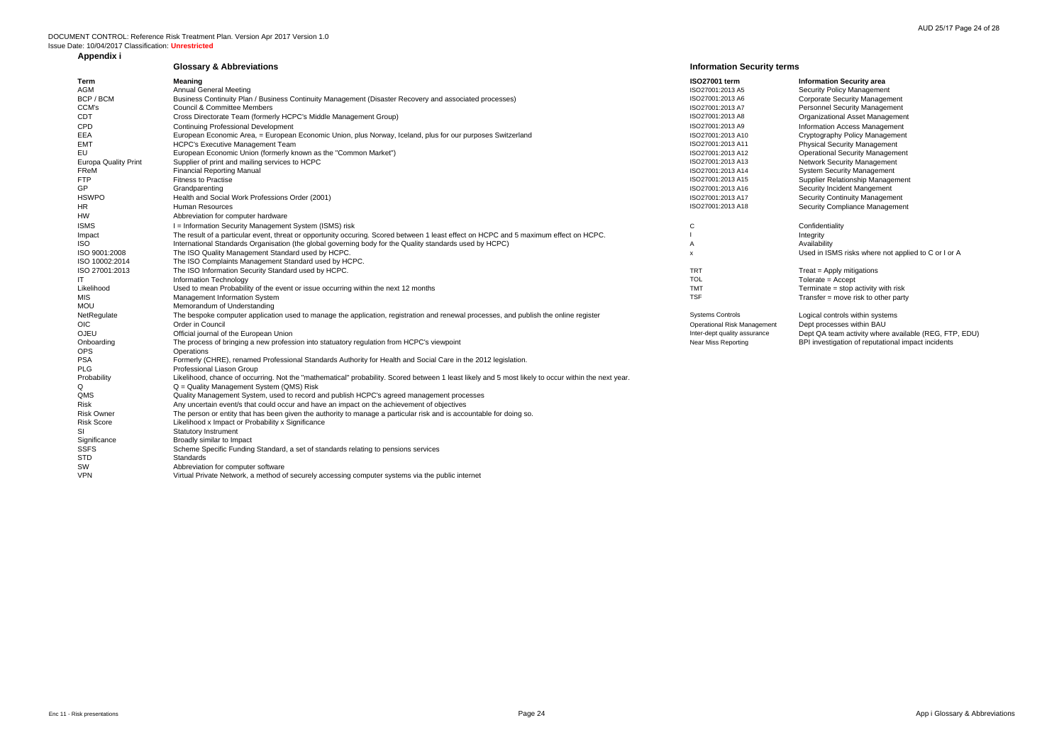DOCUMENT CONTROL: Reference Risk Treatment Plan. Version Apr 2017 Version 1.0
Issue Date: 10/04/2017 Classification: **Unrestricted**

## Appendix i

### Glossary & Abbreviations

| Term | Meaning |
|---|---|
| AGM | Annual General Meeting |
| BCP / BCM | Business Continuity Plan / Business Continuity Management (Disaster Recovery and associated processes) |
| CCM's | Council & Committee Members |
| CDT | Cross Directorate Team (formerly HCPC's Middle Management Group) |
| CPD | Continuing Professional Development |
| EEA | European Economic Area, = European Economic Union, plus Norway, Iceland, plus for our purposes Switzerland |
| EMT | HCPC's Executive Management Team |
| EU | European Economic Union (formerly known as the "Common Market") |
| Europa Quality Print | Supplier of print and mailing services to HCPC |
| FReM | Financial Reporting Manual |
| FTP | Fitness to Practise |
| GP | Grandparenting |
| HSWPO | Health and Social Work Professions Order (2001) |
| HR | Human Resources |
| HW | Abbreviation for computer hardware |
| ISMS | I = Information Security Management System (ISMS) risk |
| Impact | The result of a particular event, threat or opportunity occuring. Scored between 1 least effect on HCPC and 5 maximum effect on HCPC. |
| ISO | International Standards Organisation (the global governing body for the Quality standards used by HCPC) |
| ISO 9001:2008 | The ISO Quality Management Standard used by HCPC. |
| ISO 10002:2014 | The ISO Complaints Management Standard used by HCPC. |
| ISO 27001:2013 | The ISO Information Security Standard used by HCPC. |
| IT | Information Technology |
| Likelihood | Used to mean Probability of the event or issue occurring within the next 12 months |
| MIS | Management Information System |
| MOU | Memorandum of Understanding |
| NetRegulate | The bespoke computer application used to manage the application, registration and renewal processes, and publish the online register |
| OIC | Order in Council |
| OJEU | Official journal of the European Union |
| Onboarding | The process of bringing a new profession into statuatory regulation from HCPC's viewpoint |
| OPS | Operations |
| PSA | Formerly (CHRE), renamed Professional Standards Authority for Health and Social Care in the 2012 legislation. |
| PLG | Professional Liason Group |
| Probability | Likelihood, chance of occurring. Not the "mathematical" probability. Scored between 1 least likely and 5 most likely to occur within the next year. |
| Q | Q = Quality Management System (QMS) Risk |
| QMS | Quality Management System, used to record and publish HCPC's agreed management processes |
| Risk | Any uncertain event/s that could occur and have an impact on the achievement of objectives |
| Risk Owner | The person or entity that has been given the authority to manage a particular risk and is accountable for doing so. |
| Risk Score | Likelihood x Impact or Probability x Significance |
| SI | Statutory Instrument |
| Significance | Broadly similar to Impact |
| SSFS | Scheme Specific Funding Standard, a set of standards relating to pensions services |
| STD | Standards |
| SW | Abbreviation for computer software |
| VPN | Virtual Private Network, a method of securely accessing computer systems via the public internet |

### Information Security terms

| ISO27001 term | Information Security area |
|---|---|
| ISO27001:2013 A5 | Security Policy Management |
| ISO27001:2013 A6 | Corporate Security Management |
| ISO27001:2013 A7 | Personnel Security Management |
| ISO27001:2013 A8 | Organizational Asset Management |
| ISO27001:2013 A9 | Information Access Management |
| ISO27001:2013 A10 | Cryptography Policy Management |
| ISO27001:2013 A11 | Physical Security Management |
| ISO27001:2013 A12 | Operational Security Management |
| ISO27001:2013 A13 | Network Security Management |
| ISO27001:2013 A14 | System Security Management |
| ISO27001:2013 A15 | Supplier Relationship Management |
| ISO27001:2013 A16 | Security Incident Mangement |
| ISO27001:2013 A17 | Security Continuity Management |
| ISO27001:2013 A18 | Security Compliance Management |
| C | Confidentiality |
| I | Integrity |
| A | Availability |
| x | Used in ISMS risks where not applied to C or I or A |
| TRT | Treat = Apply mitigations |
| TOL | Tolerate = Accept |
| TMT | Terminate = stop activity with risk |
| TSF | Transfer = move risk to other party |
| Systems Controls | Logical controls within systems |
| Operational Risk Management | Dept processes within BAU |
| Inter-dept quality assurance | Dept QA team activity where available (REG, FTP, EDU) |
| Near Miss Reporting | BPI investigation of reputational impact incidents |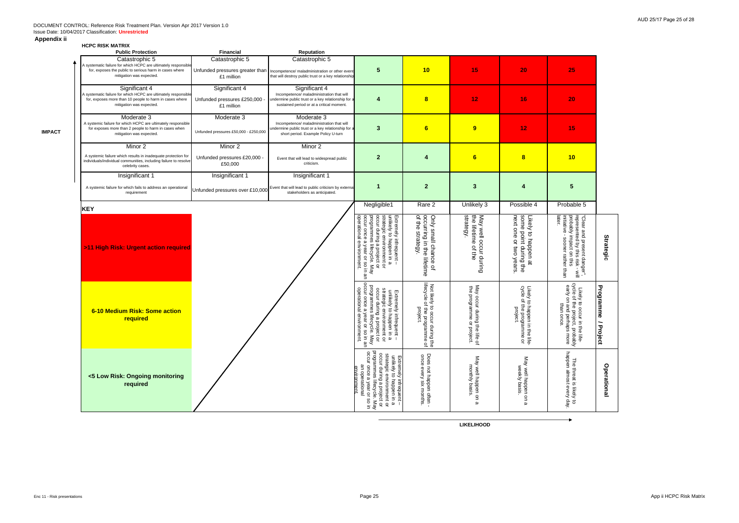DOCUMENT CONTROL: Reference Risk Treatment Plan. Version Apr 2017 Version 1.0
Issue Date: 10/04/2017 Classification: **Unrestricted**

**Appendix ii**

**HCPC RISK MATRIX**

**IMPACT**

| Public Protection | Financial | Reputation | | | | | |
|---|---|---|---|---|---|---|---|
| Catastrophic 5<br>A systematic failure for which HCPC are ultimately responsible for, exposes the public to serious harm in cases where mitigation was expected. | Catastrophic 5<br>Unfunded pressures greater than £1 million | Catastrophic 5<br>Incompetence/ maladministration or other event that will destroy public trust or a key relationship | **5** | **10** | **15** | **20** | **25** |
| Significant 4<br>A systematic failure for which HCPC are ultimately responsible for, exposes more than 10 people to harm in cases where mitigation was expected. | Significant 4<br>Unfunded pressures £250,000 - £1 million | Significant 4<br>Incompetence/ maladministration that will undermine public trust or a key relationship for a sustained period or at a critical moment. | **4** | **8** | **12** | **16** | **20** |
| Moderate 3<br>A systemic failure for which HCPC are ultimately responsible for exposes more than 2 people to harm in cases when mitigation was expected. | Moderate 3<br>Unfunded pressures £50,000 - £250,000 | Moderate 3<br>Incompetence/ maladministration that will undermine public trust or a key relationship for a short period. Example Policy U-turn | **3** | **6** | **9** | **12** | **15** |
| Minor 2<br>A systemic failure which results in inadequate protection for individuals/individual communities, including failure to resolve celebrity cases. | Minor 2<br>Unfunded pressures £20,000 - £50,000 | Minor 2<br>Event that will lead to widespread public criticism. | **2** | **4** | **6** | **8** | **10** |
| Insignificant 1<br>A systemic failure for which fails to address an operational requirement | Insignificant 1<br>Unfunded pressures over £10,000 | Insignificant 1<br>Event that will lead to public criticism by external stakeholders as anticipated. | **1** | **2** | **3** | **4** | **5** |

**KEY**

| Key | Likelihood | Negligible1 | Rare 2 | Unlikely 3 | Possible 4 | Probable 5 |
|---|---|---|---|---|---|---|
| **>11 High Risk: Urgent action required** | **Strategic** | Extremely infrequent – unlikely to happen in a strategic environment or occur during a project or programmes lifecycle. May occur once a year or so in an operational environment. | Only small chance of occurring in the lifetime of the strategy. | May well occur during the lifetime of the strategy. | Likely to happen at some point during the next one or two years. | "Clear and present danger", represented by this risk - will probably impact on this initiative - sooner rather than later. |
| **6-10 Medium Risk: Some action required** | **Programme / Project** | Extremely infrequent – unlikely to happen in a strategic environment or occur during a project or programmes lifecycle. May occur once a year or so in an operational environment. | Not likely to occur during the lifecycle of the programme of project. | May occur during the life of the programme or project. | Likely to happen in the life-cycle of the programme or project. | Likely to occur in the life-cycle of the project, probably early on and perhaps more than once. |
| **<5 Low Risk: Ongoing monitoring required** | **Operational** | Extremely infrequent – unlikely to happen in a strategic environment or occur during a project or programmes lifecycle. May occur once a year or so in an operational environment. | Does not happen often - once every six months. | May well happen on a monthly basis. | May well happen on a weekly basis. | The threat is likely to happen almost every day. |

**LIKELIHOOD**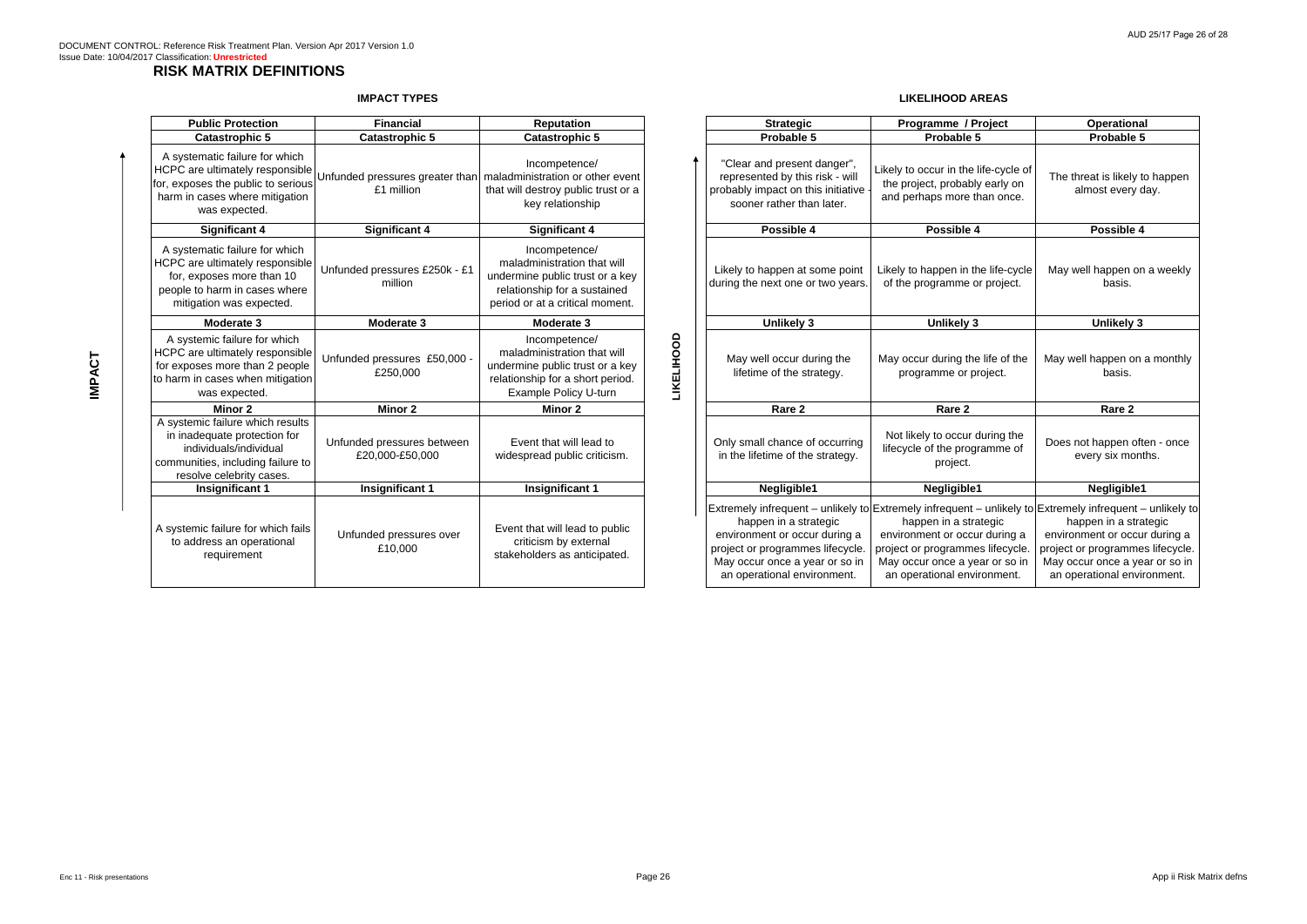DOCUMENT CONTROL: Reference Risk Treatment Plan. Version Apr 2017 Version 1.0
Issue Date: 10/04/2017 Classification: **Unrestricted**

# RISK MATRIX DEFINITIONS

## IMPACT TYPES

| Public Protection | Financial | Reputation |
|---|---|---|
| **Catastrophic 5** | **Catastrophic 5** | **Catastrophic 5** |
| A systematic failure for which HCPC are ultimately responsible for, exposes the public to serious harm in cases where mitigation was expected. | Unfunded pressures greater than £1 million | Incompetence/ maladministration or other event that will destroy public trust or a key relationship |
| **Significant 4** | **Significant 4** | **Significant 4** |
| A systematic failure for which HCPC are ultimately responsible for, exposes more than 10 people to harm in cases where mitigation was expected. | Unfunded pressures £250k - £1 million | Incompetence/ maladministration that will undermine public trust or a key relationship for a sustained period or at a critical moment. |
| **Moderate 3** | **Moderate 3** | **Moderate 3** |
| A systemic failure for which HCPC are ultimately responsible for exposes more than 2 people to harm in cases when mitigation was expected. | Unfunded pressures £50,000 - £250,000 | Incompetence/ maladministration that will undermine public trust or a key relationship for a short period. Example Policy U-turn |
| **Minor 2** | **Minor 2** | **Minor 2** |
| A systemic failure which results in inadequate protection for individuals/individual communities, including failure to resolve celebrity cases. | Unfunded pressures between £20,000-£50,000 | Event that will lead to widespread public criticism. |
| **Insignificant 1** | **Insignificant 1** | **Insignificant 1** |
| A systemic failure for which fails to address an operational requirement | Unfunded pressures over £10,000 | Event that will lead to public criticism by external stakeholders as anticipated. |

## LIKELIHOOD AREAS

| Strategic | Programme / Project | Operational |
|---|---|---|
| **Probable 5** | **Probable 5** | **Probable 5** |
| "Clear and present danger", represented by this risk - will probably impact on this initiative - sooner rather than later. | Likely to occur in the life-cycle of the project, probably early on and perhaps more than once. | The threat is likely to happen almost every day. |
| **Possible 4** | **Possible 4** | **Possible 4** |
| Likely to happen at some point during the next one or two years. | Likely to happen in the life-cycle of the programme or project. | May well happen on a weekly basis. |
| **Unlikely 3** | **Unlikely 3** | **Unlikely 3** |
| May well occur during the lifetime of the strategy. | May occur during the life of the programme or project. | May well happen on a monthly basis. |
| **Rare 2** | **Rare 2** | **Rare 2** |
| Only small chance of occurring in the lifetime of the strategy. | Not likely to occur during the lifecycle of the programme of project. | Does not happen often - once every six months. |
| **Negligible1** | **Negligible1** | **Negligible1** |
| Extremely infrequent – unlikely to happen in a strategic environment or occur during a project or programmes lifecycle. May occur once a year or so in an operational environment. | Extremely infrequent – unlikely to happen in a strategic environment or occur during a project or programmes lifecycle. May occur once a year or so in an operational environment. | Extremely infrequent – unlikely to happen in a strategic environment or occur during a project or programmes lifecycle. May occur once a year or so in an operational environment. |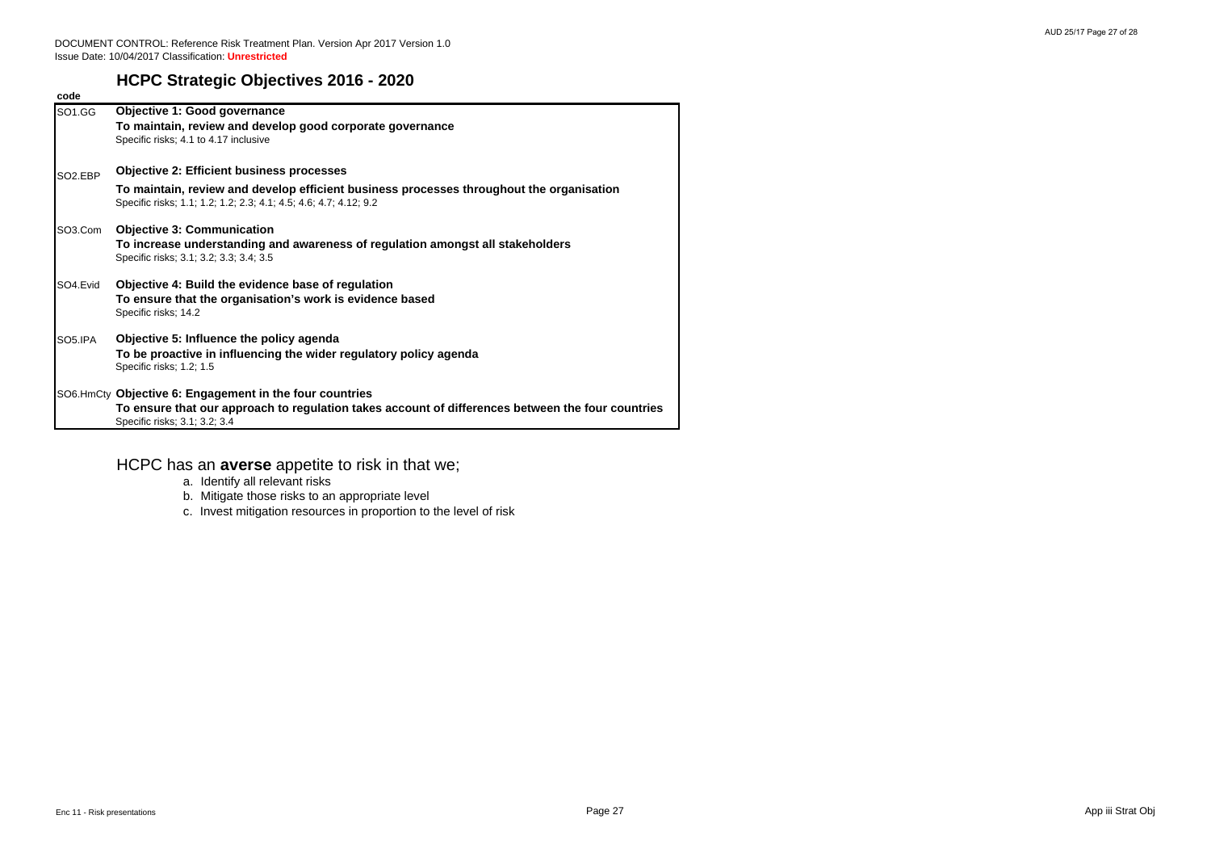DOCUMENT CONTROL: Reference Risk Treatment Plan. Version Apr 2017 Version 1.0
Issue Date: 10/04/2017 Classification: **Unrestricted**

## HCPC Strategic Objectives 2016 - 2020

| code | |
|---|---|
| SO1.GG | **Objective 1: Good governance**<br>**To maintain, review and develop good corporate governance**<br>Specific risks; 4.1 to 4.17 inclusive |
| SO2.EBP | **Objective 2: Efficient business processes**<br>**To maintain, review and develop efficient business processes throughout the organisation**<br>Specific risks; 1.1; 1.2; 1.2; 2.3; 4.1; 4.5; 4.6; 4.7; 4.12; 9.2 |
| SO3.Com | **Objective 3: Communication**<br>**To increase understanding and awareness of regulation amongst all stakeholders**<br>Specific risks; 3.1; 3.2; 3.3; 3.4; 3.5 |
| SO4.Evid | **Objective 4: Build the evidence base of regulation**<br>**To ensure that the organisation's work is evidence based**<br>Specific risks; 14.2 |
| SO5.IPA | **Objective 5: Influence the policy agenda**<br>**To be proactive in influencing the wider regulatory policy agenda**<br>Specific risks; 1.2; 1.5 |
| SO6.HmCty | **Objective 6: Engagement in the four countries**<br>**To ensure that our approach to regulation takes account of differences between the four countries**<br>Specific risks; 3.1; 3.2; 3.4 |

HCPC has an **averse** appetite to risk in that we;

a. Identify all relevant risks
b. Mitigate those risks to an appropriate level
c. Invest mitigation resources in proportion to the level of risk

Enc 11 - Risk presentations

App iii Strat Obj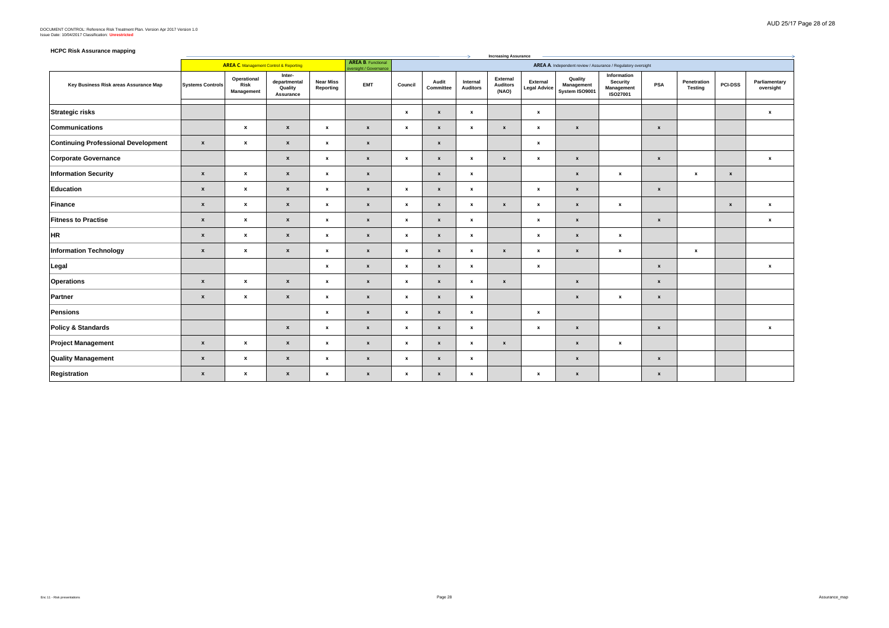**HCPC Risk Assurance mapping**

Increasing Assurance →

| | AREA C. Management Control & Reporting | | | | AREA B. Functional oversight / Governance | AREA A. Independent review / Assurance / Regulatory oversight | | | | | | | | | | |
|---|---|---|---|---|---|---|---|---|---|---|---|---|---|---|---|---|
| **Key Business Risk areas Assurance Map** | **Systems Controls** | **Operational Risk Management** | **Inter-departmental Quality Assurance** | **Near Miss Reporting** | **EMT** | **Council** | **Audit Committee** | **Internal Auditors** | **External Auditors (NAO)** | **External Legal Advice** | **Quality Management System ISO9001** | **Information Security Management ISO27001** | **PSA** | **Penetration Testing** | **PCI-DSS** | **Parliamentary oversight** |
| **Strategic risks** | | | | | | x | x | x | | x | | | | | | x |
| **Communications** | | x | x | x | x | x | x | x | x | x | x | | x | | | |
| **Continuing Professional Development** | x | x | x | x | x | | x | | | x | | | | | | |
| **Corporate Governance** | | | x | x | x | x | x | x | x | x | x | | x | | | x |
| **Information Security** | x | x | x | x | x | | x | x | | | x | x | | x | x | |
| **Education** | x | x | x | x | x | x | x | x | | x | x | | x | | | |
| **Finance** | x | x | x | x | x | x | x | x | x | x | x | x | | | x | x |
| **Fitness to Practise** | x | x | x | x | x | x | x | x | | x | x | | x | | | x |
| **HR** | x | x | x | x | x | x | x | x | | x | x | x | | | | |
| **Information Technology** | x | x | x | x | x | x | x | x | x | x | x | x | | x | | |
| **Legal** | | | | x | x | x | x | x | | x | | | x | | | x |
| **Operations** | x | x | x | x | x | x | x | x | x | | x | | x | | | |
| **Partner** | x | x | x | x | x | x | x | x | | | x | x | x | | | |
| **Pensions** | | | | x | x | x | x | x | | x | | | | | | |
| **Policy & Standards** | | | x | x | x | x | x | x | | x | x | | x | | | x |
| **Project Management** | x | x | x | x | x | x | x | x | x | | x | x | | | | |
| **Quality Management** | x | x | x | x | x | x | x | x | | | x | | x | | | |
| **Registration** | x | x | x | x | x | x | x | x | | x | x | | x | | | |